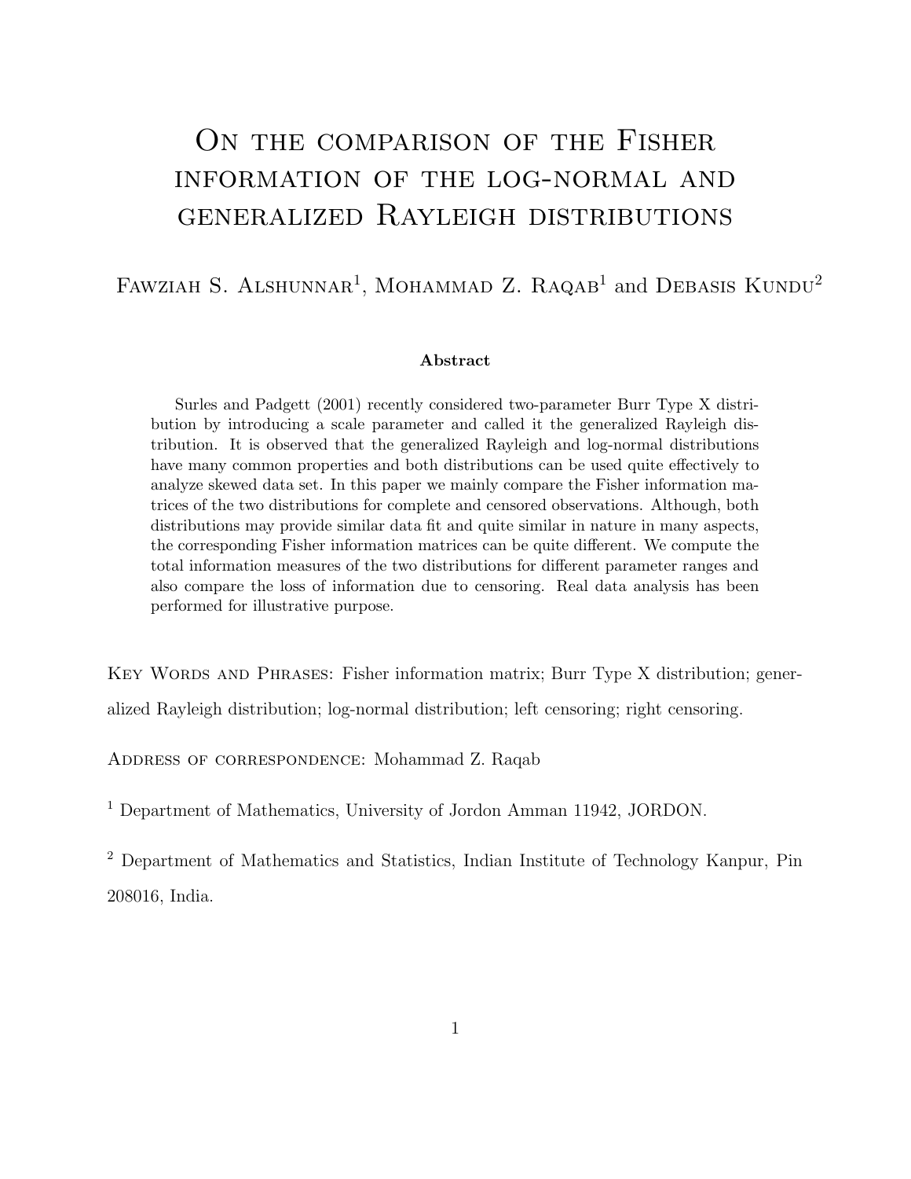# On the comparison of the Fisher information of the log-normal and generalized Rayleigh distributions

Fawziah S. Alshunnar[1], Mohammad Z. Raqab[1] and Debasis Kundu[2]

**Abstract**

Surles and Padgett (2001) recently considered two-parameter Burr Type X distribution by introducing a scale parameter and called it the generalized Rayleigh distribution. It is observed that the generalized Rayleigh and log-normal distributions have many common properties and both distributions can be used quite effectively to analyze skewed data set. In this paper we mainly compare the Fisher information matrices of the two distributions for complete and censored observations. Although, both distributions may provide similar data fit and quite similar in nature in many aspects, the corresponding Fisher information matrices can be quite different. We compute the total information measures of the two distributions for different parameter ranges and also compare the loss of information due to censoring. Real data analysis has been performed for illustrative purpose.

Key Words and Phrases: Fisher information matrix; Burr Type X distribution; generalized Rayleigh distribution; log-normal distribution; left censoring; right censoring.

Address of correspondence: Mohammad Z. Raqab

[1] Department of Mathematics, University of Jordon Amman 11942, JORDON.

[2] Department of Mathematics and Statistics, Indian Institute of Technology Kanpur, Pin 208016, India.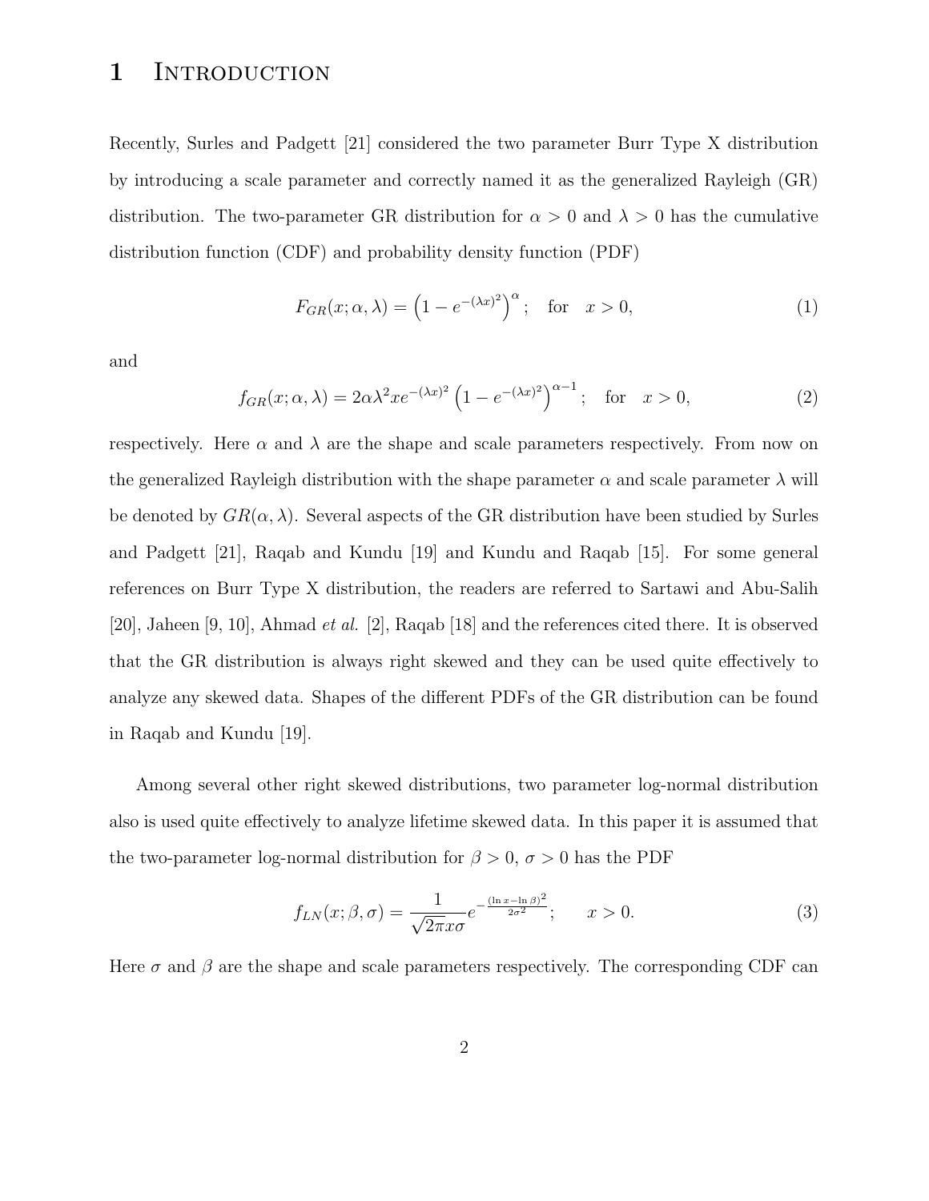# 1 Introduction

Recently, Surles and Padgett [21] considered the two parameter Burr Type X distribution by introducing a scale parameter and correctly named it as the generalized Rayleigh (GR) distribution. The two-parameter GR distribution for $\alpha > 0$ and $\lambda > 0$ has the cumulative distribution function (CDF) and probability density function (PDF)

$$F_{GR}(x; \alpha, \lambda) = \left(1 - e^{-(\lambda x)^2}\right)^{\alpha}; \quad \text{for} \quad x > 0, \tag{1}$$

and

$$f_{GR}(x; \alpha, \lambda) = 2\alpha\lambda^2 x e^{-(\lambda x)^2}\left(1 - e^{-(\lambda x)^2}\right)^{\alpha - 1}; \quad \text{for} \quad x > 0, \tag{2}$$

respectively. Here $\alpha$ and $\lambda$ are the shape and scale parameters respectively. From now on the generalized Rayleigh distribution with the shape parameter $\alpha$ and scale parameter $\lambda$ will be denoted by $GR(\alpha, \lambda)$. Several aspects of the GR distribution have been studied by Surles and Padgett [21], Raqab and Kundu [19] and Kundu and Raqab [15]. For some general references on Burr Type X distribution, the readers are referred to Sartawi and Abu-Salih [20], Jaheen [9, 10], Ahmad *et al.* [2], Raqab [18] and the references cited there. It is observed that the GR distribution is always right skewed and they can be used quite effectively to analyze any skewed data. Shapes of the different PDFs of the GR distribution can be found in Raqab and Kundu [19].

Among several other right skewed distributions, two parameter log-normal distribution also is used quite effectively to analyze lifetime skewed data. In this paper it is assumed that the two-parameter log-normal distribution for $\beta > 0$, $\sigma > 0$ has the PDF

$$f_{LN}(x; \beta, \sigma) = \frac{1}{\sqrt{2\pi} x \sigma} e^{-\frac{(\ln x - \ln \beta)^2}{2\sigma^2}}; \qquad x > 0. \tag{3}$$

Here $\sigma$ and $\beta$ are the shape and scale parameters respectively. The corresponding CDF can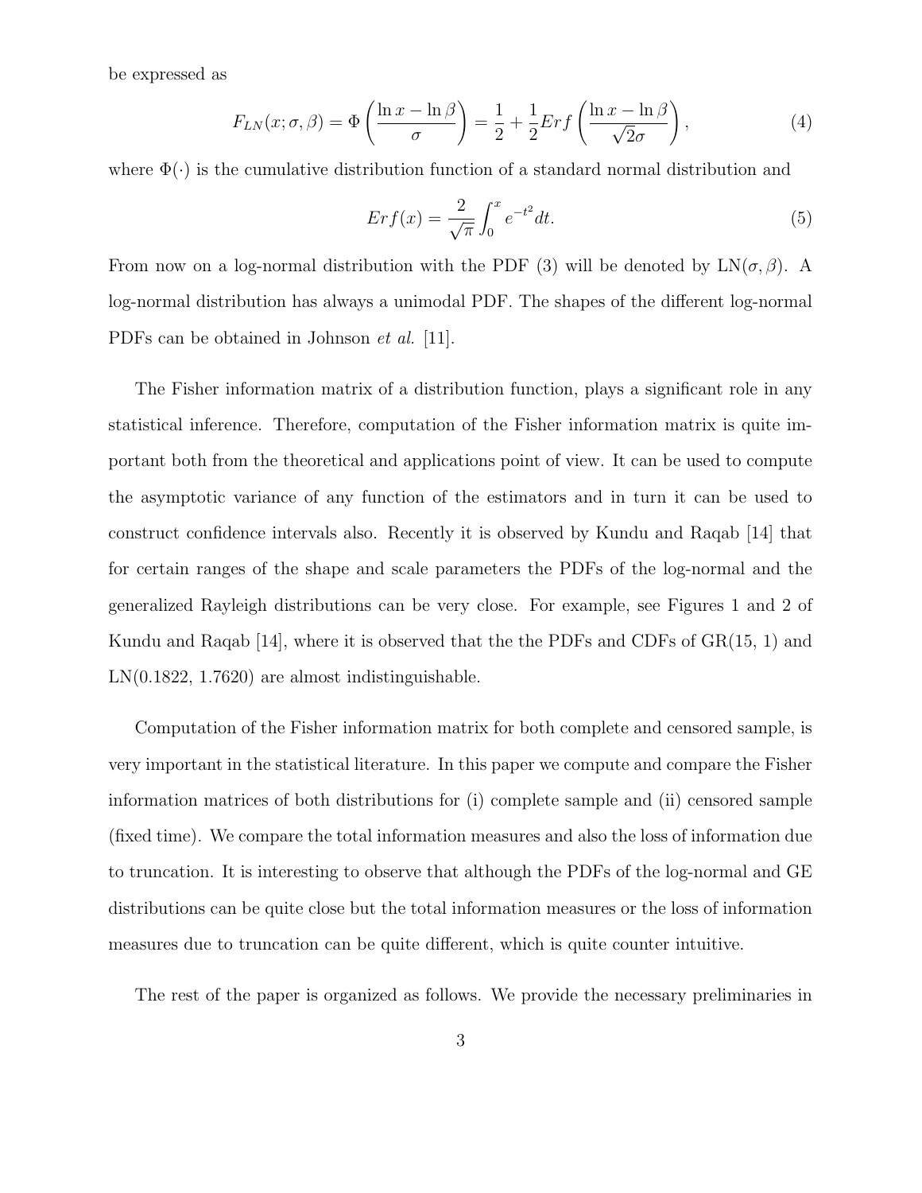be expressed as

$$F_{LN}(x;\sigma,\beta) = \Phi\left(\frac{\ln x - \ln \beta}{\sigma}\right) = \frac{1}{2} + \frac{1}{2}Erf\left(\frac{\ln x - \ln \beta}{\sqrt{2}\sigma}\right), \tag{4}$$

where $\Phi(\cdot)$ is the cumulative distribution function of a standard normal distribution and

$$Erf(x) = \frac{2}{\sqrt{\pi}}\int_0^x e^{-t^2}dt. \tag{5}$$

From now on a log-normal distribution with the PDF (3) will be denoted by LN($\sigma, \beta$). A log-normal distribution has always a unimodal PDF. The shapes of the different log-normal PDFs can be obtained in Johnson *et al.* [11].

The Fisher information matrix of a distribution function, plays a significant role in any statistical inference. Therefore, computation of the Fisher information matrix is quite important both from the theoretical and applications point of view. It can be used to compute the asymptotic variance of any function of the estimators and in turn it can be used to construct confidence intervals also. Recently it is observed by Kundu and Raqab [14] that for certain ranges of the shape and scale parameters the PDFs of the log-normal and the generalized Rayleigh distributions can be very close. For example, see Figures 1 and 2 of Kundu and Raqab [14], where it is observed that the the PDFs and CDFs of GR(15, 1) and LN(0.1822, 1.7620) are almost indistinguishable.

Computation of the Fisher information matrix for both complete and censored sample, is very important in the statistical literature. In this paper we compute and compare the Fisher information matrices of both distributions for (i) complete sample and (ii) censored sample (fixed time). We compare the total information measures and also the loss of information due to truncation. It is interesting to observe that although the PDFs of the log-normal and GE distributions can be quite close but the total information measures or the loss of information measures due to truncation can be quite different, which is quite counter intuitive.

The rest of the paper is organized as follows. We provide the necessary preliminaries in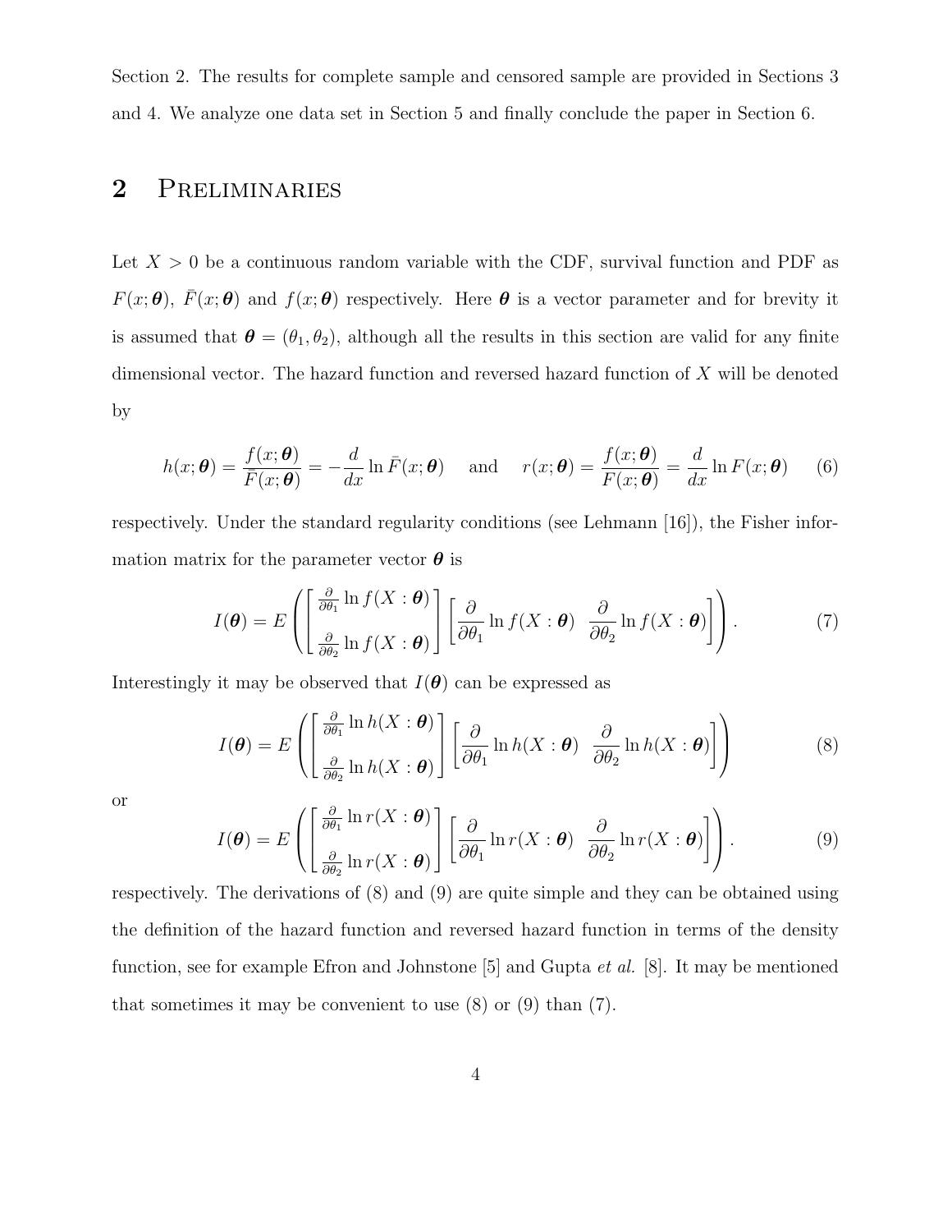Section 2. The results for complete sample and censored sample are provided in Sections 3 and 4. We analyze one data set in Section 5 and finally conclude the paper in Section 6.

## 2 Preliminaries

Let $X > 0$ be a continuous random variable with the CDF, survival function and PDF as $F(x;\boldsymbol{\theta})$, $\bar{F}(x;\boldsymbol{\theta})$ and $f(x;\boldsymbol{\theta})$ respectively. Here $\boldsymbol{\theta}$ is a vector parameter and for brevity it is assumed that $\boldsymbol{\theta} = (\theta_1, \theta_2)$, although all the results in this section are valid for any finite dimensional vector. The hazard function and reversed hazard function of $X$ will be denoted by

$$h(x;\boldsymbol{\theta}) = \frac{f(x;\boldsymbol{\theta})}{\bar{F}(x;\boldsymbol{\theta})} = -\frac{d}{dx}\ln \bar{F}(x;\boldsymbol{\theta}) \quad \text{and} \quad r(x;\boldsymbol{\theta}) = \frac{f(x;\boldsymbol{\theta})}{F(x;\boldsymbol{\theta})} = \frac{d}{dx}\ln F(x;\boldsymbol{\theta}) \tag{6}$$

respectively. Under the standard regularity conditions (see Lehmann [16]), the Fisher information matrix for the parameter vector $\boldsymbol{\theta}$ is

$$I(\boldsymbol{\theta}) = E\left(\begin{bmatrix} \frac{\partial}{\partial\theta_1}\ln f(X:\boldsymbol{\theta}) \\ \frac{\partial}{\partial\theta_2}\ln f(X:\boldsymbol{\theta}) \end{bmatrix}\begin{bmatrix} \frac{\partial}{\partial\theta_1}\ln f(X:\boldsymbol{\theta}) & \frac{\partial}{\partial\theta_2}\ln f(X:\boldsymbol{\theta}) \end{bmatrix}\right). \tag{7}$$

Interestingly it may be observed that $I(\boldsymbol{\theta})$ can be expressed as

$$I(\boldsymbol{\theta}) = E\left(\begin{bmatrix} \frac{\partial}{\partial\theta_1}\ln h(X:\boldsymbol{\theta}) \\ \frac{\partial}{\partial\theta_2}\ln h(X:\boldsymbol{\theta}) \end{bmatrix}\begin{bmatrix} \frac{\partial}{\partial\theta_1}\ln h(X:\boldsymbol{\theta}) & \frac{\partial}{\partial\theta_2}\ln h(X:\boldsymbol{\theta}) \end{bmatrix}\right) \tag{8}$$

or

$$I(\boldsymbol{\theta}) = E\left(\begin{bmatrix} \frac{\partial}{\partial\theta_1}\ln r(X:\boldsymbol{\theta}) \\ \frac{\partial}{\partial\theta_2}\ln r(X:\boldsymbol{\theta}) \end{bmatrix}\begin{bmatrix} \frac{\partial}{\partial\theta_1}\ln r(X:\boldsymbol{\theta}) & \frac{\partial}{\partial\theta_2}\ln r(X:\boldsymbol{\theta}) \end{bmatrix}\right). \tag{9}$$

respectively. The derivations of (8) and (9) are quite simple and they can be obtained using the definition of the hazard function and reversed hazard function in terms of the density function, see for example Efron and Johnstone [5] and Gupta *et al.* [8]. It may be mentioned that sometimes it may be convenient to use (8) or (9) than (7).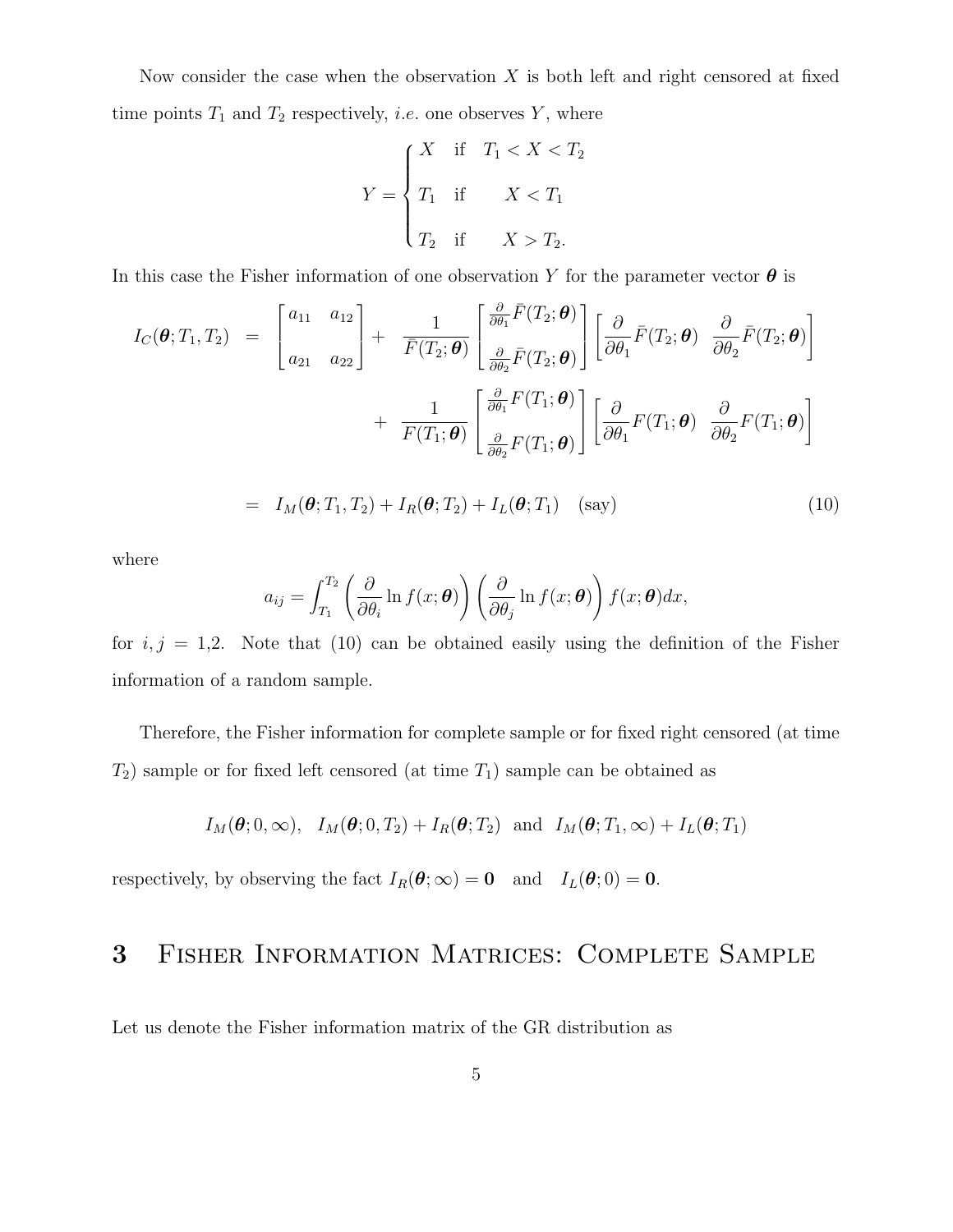Now consider the case when the observation $X$ is both left and right censored at fixed time points $T_1$ and $T_2$ respectively, *i.e.* one observes $Y$, where

$$
Y = \begin{cases} X & \text{if} \quad T_1 < X < T_2 \\ T_1 & \text{if} \quad\quad X < T_1 \\ T_2 & \text{if} \quad\quad X > T_2. \end{cases}
$$

In this case the Fisher information of one observation $Y$ for the parameter vector $\boldsymbol{\theta}$ is

$$
\begin{aligned}
I_C(\boldsymbol{\theta}; T_1, T_2) &= \begin{bmatrix} a_{11} & a_{12} \\ a_{21} & a_{22} \end{bmatrix} + \frac{1}{\bar{F}(T_2; \boldsymbol{\theta})} \begin{bmatrix} \frac{\partial}{\partial \theta_1} \bar{F}(T_2; \boldsymbol{\theta}) \\ \frac{\partial}{\partial \theta_2} \bar{F}(T_2; \boldsymbol{\theta}) \end{bmatrix} \begin{bmatrix} \frac{\partial}{\partial \theta_1} \bar{F}(T_2; \boldsymbol{\theta}) & \frac{\partial}{\partial \theta_2} \bar{F}(T_2; \boldsymbol{\theta}) \end{bmatrix} \\
&\quad + \frac{1}{F(T_1; \boldsymbol{\theta})} \begin{bmatrix} \frac{\partial}{\partial \theta_1} F(T_1; \boldsymbol{\theta}) \\ \frac{\partial}{\partial \theta_2} F(T_1; \boldsymbol{\theta}) \end{bmatrix} \begin{bmatrix} \frac{\partial}{\partial \theta_1} F(T_1; \boldsymbol{\theta}) & \frac{\partial}{\partial \theta_2} F(T_1; \boldsymbol{\theta}) \end{bmatrix} \\
&= I_M(\boldsymbol{\theta}; T_1, T_2) + I_R(\boldsymbol{\theta}; T_2) + I_L(\boldsymbol{\theta}; T_1) \quad \text{(say)} \qquad (10)
\end{aligned}
$$

where

$$
a_{ij} = \int_{T_1}^{T_2} \left( \frac{\partial}{\partial \theta_i} \ln f(x; \boldsymbol{\theta}) \right) \left( \frac{\partial}{\partial \theta_j} \ln f(x; \boldsymbol{\theta}) \right) f(x; \boldsymbol{\theta}) dx,
$$

for $i, j = 1,2$. Note that (10) can be obtained easily using the definition of the Fisher information of a random sample.

Therefore, the Fisher information for complete sample or for fixed right censored (at time $T_2$) sample or for fixed left censored (at time $T_1$) sample can be obtained as

$$
I_M(\boldsymbol{\theta}; 0, \infty), \quad I_M(\boldsymbol{\theta}; 0, T_2) + I_R(\boldsymbol{\theta}; T_2) \quad \text{and} \quad I_M(\boldsymbol{\theta}; T_1, \infty) + I_L(\boldsymbol{\theta}; T_1)
$$

respectively, by observing the fact $I_R(\boldsymbol{\theta}; \infty) = \mathbf{0}$ and $I_L(\boldsymbol{\theta}; 0) = \mathbf{0}$.

# 3 Fisher Information Matrices: Complete Sample

Let us denote the Fisher information matrix of the GR distribution as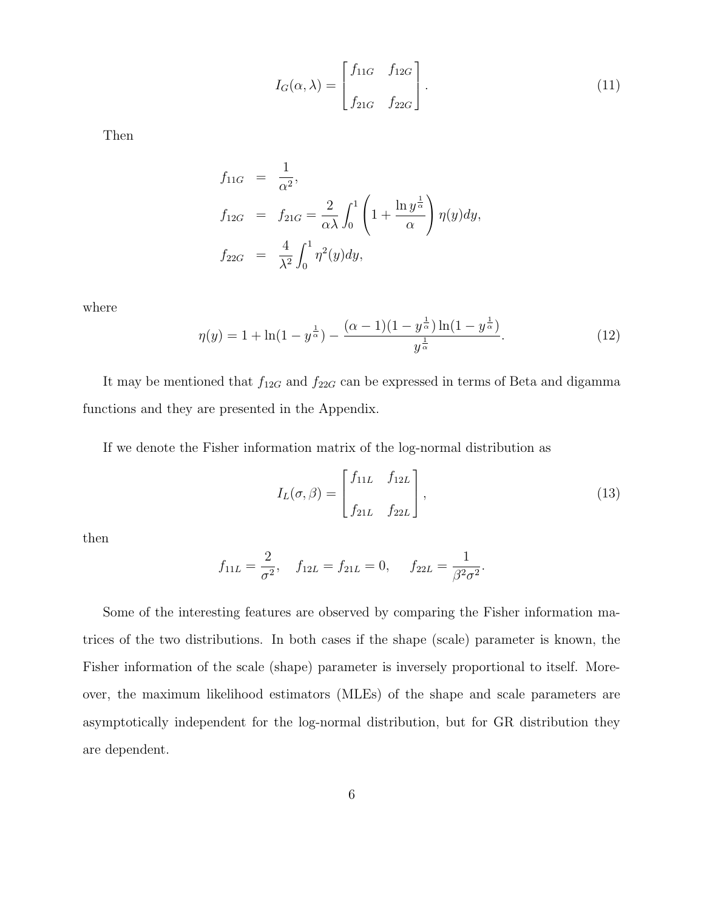$$
I_G(\alpha, \lambda) = \begin{bmatrix} f_{11G} & f_{12G} \\ f_{21G} & f_{22G} \end{bmatrix}. \tag{11}
$$

Then

$$
\begin{aligned}
f_{11G} &= \frac{1}{\alpha^2}, \\
f_{12G} &= f_{21G} = \frac{2}{\alpha\lambda} \int_0^1 \left(1 + \frac{\ln y^{\frac{1}{\alpha}}}{\alpha}\right) \eta(y) dy, \\
f_{22G} &= \frac{4}{\lambda^2} \int_0^1 \eta^2(y) dy,
\end{aligned}
$$

where

$$
\eta(y) = 1 + \ln(1 - y^{\frac{1}{\alpha}}) - \frac{(\alpha - 1)(1 - y^{\frac{1}{\alpha}}) \ln(1 - y^{\frac{1}{\alpha}})}{y^{\frac{1}{\alpha}}}. \tag{12}
$$

It may be mentioned that $f_{12G}$ and $f_{22G}$ can be expressed in terms of Beta and digamma functions and they are presented in the Appendix.

If we denote the Fisher information matrix of the log-normal distribution as

$$
I_L(\sigma, \beta) = \begin{bmatrix} f_{11L} & f_{12L} \\ f_{21L} & f_{22L} \end{bmatrix}, \tag{13}
$$

then

$$
f_{11L} = \frac{2}{\sigma^2}, \quad f_{12L} = f_{21L} = 0, \quad f_{22L} = \frac{1}{\beta^2 \sigma^2}.
$$

Some of the interesting features are observed by comparing the Fisher information matrices of the two distributions. In both cases if the shape (scale) parameter is known, the Fisher information of the scale (shape) parameter is inversely proportional to itself. Moreover, the maximum likelihood estimators (MLEs) of the shape and scale parameters are asymptotically independent for the log-normal distribution, but for GR distribution they are dependent.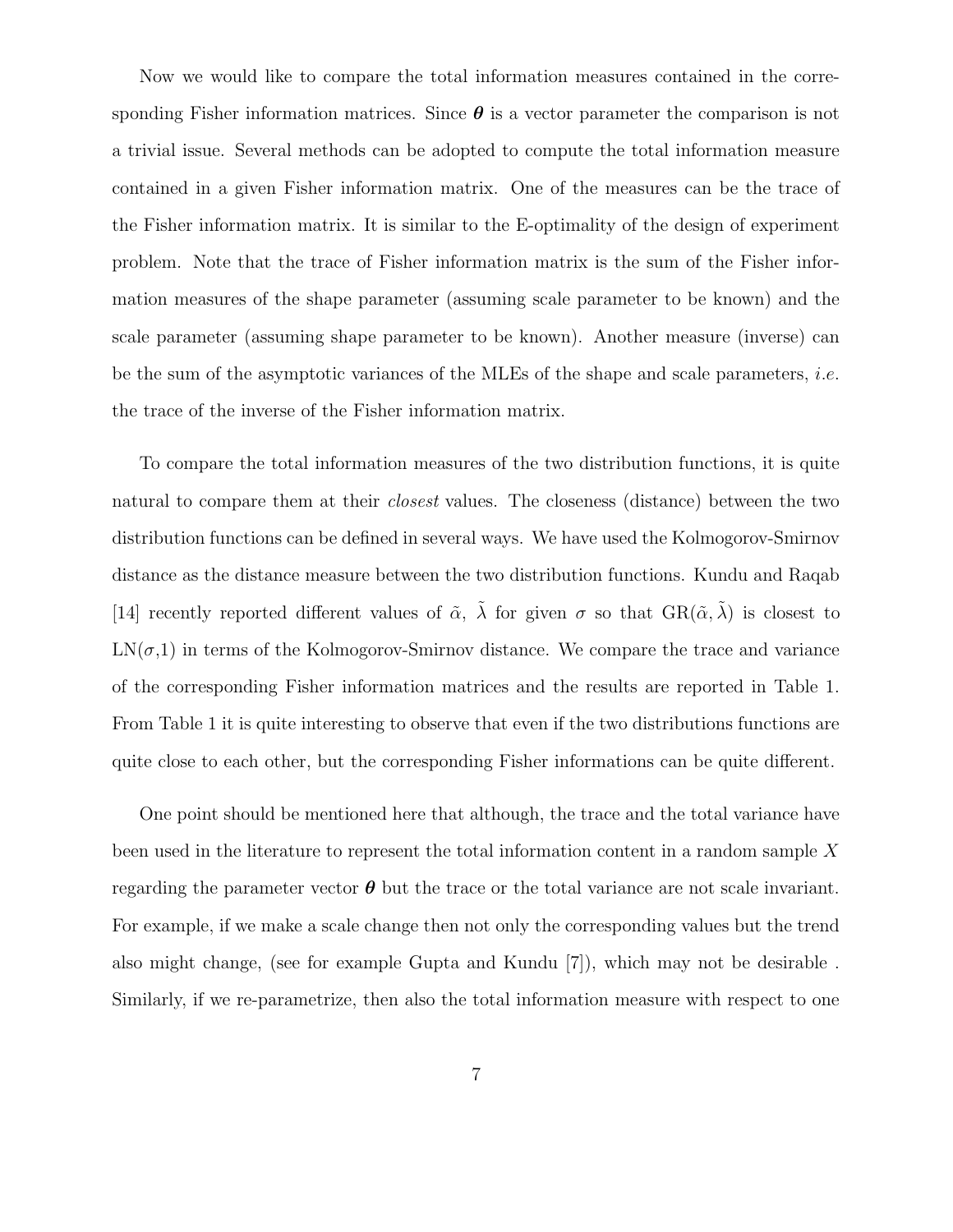Now we would like to compare the total information measures contained in the corresponding Fisher information matrices. Since $\boldsymbol{\theta}$ is a vector parameter the comparison is not a trivial issue. Several methods can be adopted to compute the total information measure contained in a given Fisher information matrix. One of the measures can be the trace of the Fisher information matrix. It is similar to the E-optimality of the design of experiment problem. Note that the trace of Fisher information matrix is the sum of the Fisher information measures of the shape parameter (assuming scale parameter to be known) and the scale parameter (assuming shape parameter to be known). Another measure (inverse) can be the sum of the asymptotic variances of the MLEs of the shape and scale parameters, *i.e.* the trace of the inverse of the Fisher information matrix.

To compare the total information measures of the two distribution functions, it is quite natural to compare them at their *closest* values. The closeness (distance) between the two distribution functions can be defined in several ways. We have used the Kolmogorov-Smirnov distance as the distance measure between the two distribution functions. Kundu and Raqab [14] recently reported different values of $\tilde{\alpha}$, $\tilde{\lambda}$ for given $\sigma$ so that GR$(\tilde{\alpha}, \tilde{\lambda})$ is closest to LN$(\sigma$,1) in terms of the Kolmogorov-Smirnov distance. We compare the trace and variance of the corresponding Fisher information matrices and the results are reported in Table 1. From Table 1 it is quite interesting to observe that even if the two distributions functions are quite close to each other, but the corresponding Fisher informations can be quite different.

One point should be mentioned here that although, the trace and the total variance have been used in the literature to represent the total information content in a random sample $X$ regarding the parameter vector $\boldsymbol{\theta}$ but the trace or the total variance are not scale invariant. For example, if we make a scale change then not only the corresponding values but the trend also might change, (see for example Gupta and Kundu [7]), which may not be desirable . Similarly, if we re-parametrize, then also the total information measure with respect to one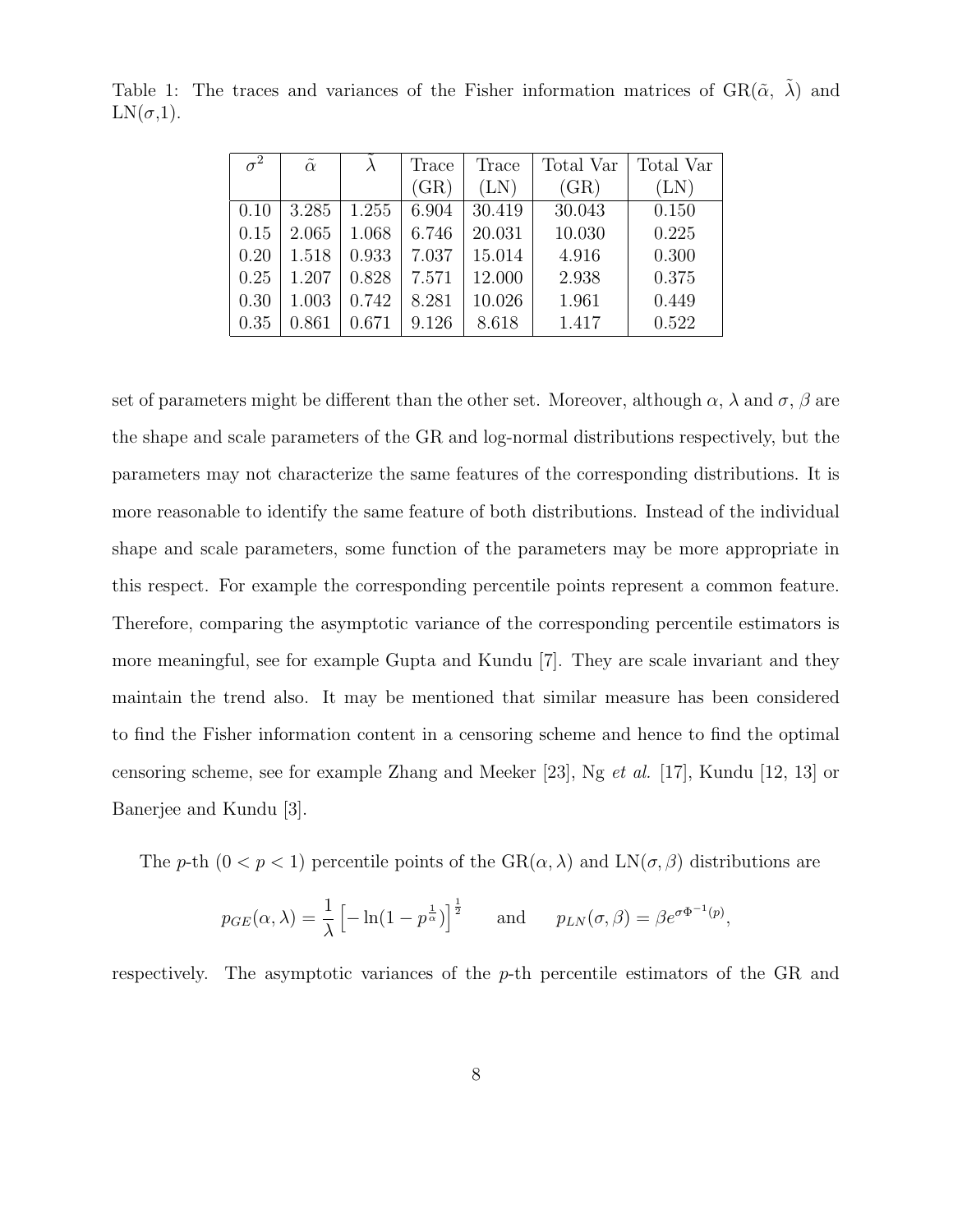Table 1: The traces and variances of the Fisher information matrices of GR($\tilde{\alpha}$, $\tilde{\lambda}$) and LN($\sigma$,1).

| $\sigma^2$ | $\tilde{\alpha}$ | $\tilde{\lambda}$ | Trace (GR) | Trace (LN) | Total Var (GR) | Total Var (LN) |
|---|---|---|---|---|---|---|
| 0.10 | 3.285 | 1.255 | 6.904 | 30.419 | 30.043 | 0.150 |
| 0.15 | 2.065 | 1.068 | 6.746 | 20.031 | 10.030 | 0.225 |
| 0.20 | 1.518 | 0.933 | 7.037 | 15.014 | 4.916 | 0.300 |
| 0.25 | 1.207 | 0.828 | 7.571 | 12.000 | 2.938 | 0.375 |
| 0.30 | 1.003 | 0.742 | 8.281 | 10.026 | 1.961 | 0.449 |
| 0.35 | 0.861 | 0.671 | 9.126 | 8.618 | 1.417 | 0.522 |

set of parameters might be different than the other set. Moreover, although $\alpha$, $\lambda$ and $\sigma$, $\beta$ are the shape and scale parameters of the GR and log-normal distributions respectively, but the parameters may not characterize the same features of the corresponding distributions. It is more reasonable to identify the same feature of both distributions. Instead of the individual shape and scale parameters, some function of the parameters may be more appropriate in this respect. For example the corresponding percentile points represent a common feature. Therefore, comparing the asymptotic variance of the corresponding percentile estimators is more meaningful, see for example Gupta and Kundu [7]. They are scale invariant and they maintain the trend also. It may be mentioned that similar measure has been considered to find the Fisher information content in a censoring scheme and hence to find the optimal censoring scheme, see for example Zhang and Meeker [23], Ng *et al.* [17], Kundu [12, 13] or Banerjee and Kundu [3].

The $p$-th ($0 < p < 1$) percentile points of the GR($\alpha, \lambda$) and LN($\sigma, \beta$) distributions are

$$p_{GE}(\alpha, \lambda) = \frac{1}{\lambda}\left[-\ln(1 - p^{\frac{1}{\alpha}})\right]^{\frac{1}{2}} \qquad \text{and} \qquad p_{LN}(\sigma, \beta) = \beta e^{\sigma \Phi^{-1}(p)},$$

respectively. The asymptotic variances of the $p$-th percentile estimators of the GR and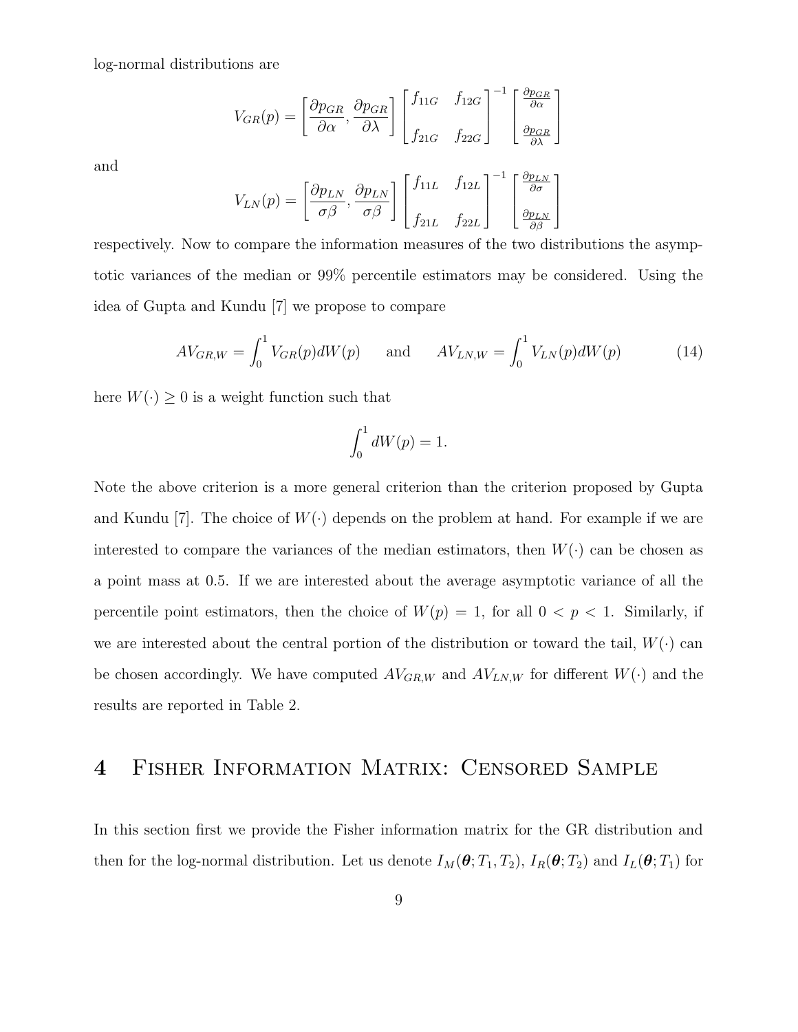log-normal distributions are

$$V_{GR}(p) = \left[\frac{\partial p_{GR}}{\partial \alpha}, \frac{\partial p_{GR}}{\partial \lambda}\right] \begin{bmatrix} f_{11G} & f_{12G} \\ f_{21G} & f_{22G} \end{bmatrix}^{-1} \begin{bmatrix} \frac{\partial p_{GR}}{\partial \alpha} \\ \frac{\partial p_{GR}}{\partial \lambda} \end{bmatrix}$$

and

$$V_{LN}(p) = \left[\frac{\partial p_{LN}}{\sigma \beta}, \frac{\partial p_{LN}}{\sigma \beta}\right] \begin{bmatrix} f_{11L} & f_{12L} \\ f_{21L} & f_{22L} \end{bmatrix}^{-1} \begin{bmatrix} \frac{\partial p_{LN}}{\partial \sigma} \\ \frac{\partial p_{LN}}{\partial \beta} \end{bmatrix}$$

respectively. Now to compare the information measures of the two distributions the asymptotic variances of the median or 99% percentile estimators may be considered. Using the idea of Gupta and Kundu [7] we propose to compare

$$AV_{GR,W} = \int_0^1 V_{GR}(p) dW(p) \quad \text{and} \quad AV_{LN,W} = \int_0^1 V_{LN}(p) dW(p) \tag{14}$$

here $W(\cdot) \geq 0$ is a weight function such that

$$\int_0^1 dW(p) = 1.$$

Note the above criterion is a more general criterion than the criterion proposed by Gupta and Kundu [7]. The choice of $W(\cdot)$ depends on the problem at hand. For example if we are interested to compare the variances of the median estimators, then $W(\cdot)$ can be chosen as a point mass at 0.5. If we are interested about the average asymptotic variance of all the percentile point estimators, then the choice of $W(p) = 1$, for all $0 < p < 1$. Similarly, if we are interested about the central portion of the distribution or toward the tail, $W(\cdot)$ can be chosen accordingly. We have computed $AV_{GR,W}$ and $AV_{LN,W}$ for different $W(\cdot)$ and the results are reported in Table 2.

# 4 Fisher Information Matrix: Censored Sample

In this section first we provide the Fisher information matrix for the GR distribution and then for the log-normal distribution. Let us denote $I_M(\boldsymbol{\theta}; T_1, T_2)$, $I_R(\boldsymbol{\theta}; T_2)$ and $I_L(\boldsymbol{\theta}; T_1)$ for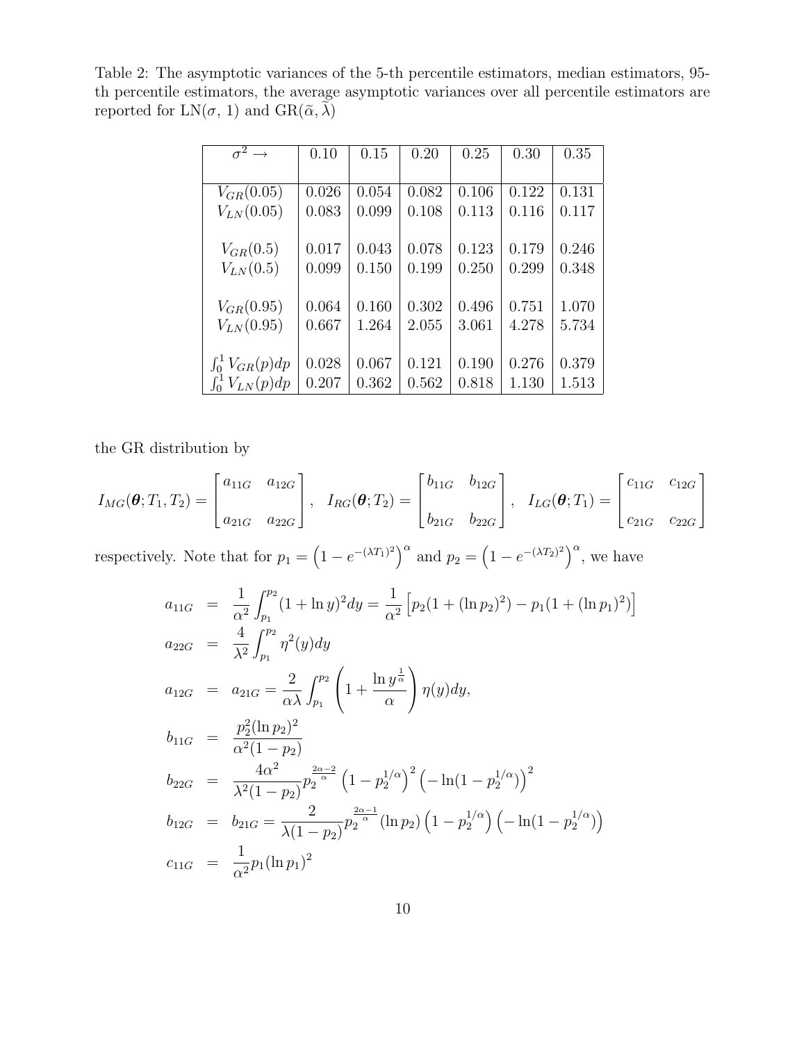Table 2: The asymptotic variances of the 5-th percentile estimators, median estimators, 95-th percentile estimators, the average asymptotic variances over all percentile estimators are reported for LN($\sigma$, 1) and GR($\widetilde{\alpha}, \widetilde{\lambda}$)

| $\sigma^2 \rightarrow$ | 0.10 | 0.15 | 0.20 | 0.25 | 0.30 | 0.35 |
|---|---|---|---|---|---|---|
| $V_{GR}(0.05)$ | 0.026 | 0.054 | 0.082 | 0.106 | 0.122 | 0.131 |
| $V_{LN}(0.05)$ | 0.083 | 0.099 | 0.108 | 0.113 | 0.116 | 0.117 |
| $V_{GR}(0.5)$ | 0.017 | 0.043 | 0.078 | 0.123 | 0.179 | 0.246 |
| $V_{LN}(0.5)$ | 0.099 | 0.150 | 0.199 | 0.250 | 0.299 | 0.348 |
| $V_{GR}(0.95)$ | 0.064 | 0.160 | 0.302 | 0.496 | 0.751 | 1.070 |
| $V_{LN}(0.95)$ | 0.667 | 1.264 | 2.055 | 3.061 | 4.278 | 5.734 |
| $\int_0^1 V_{GR}(p)dp$ | 0.028 | 0.067 | 0.121 | 0.190 | 0.276 | 0.379 |
| $\int_0^1 V_{LN}(p)dp$ | 0.207 | 0.362 | 0.562 | 0.818 | 1.130 | 1.513 |

the GR distribution by

$$I_{MG}(\boldsymbol{\theta}; T_1, T_2) = \begin{bmatrix} a_{11G} & a_{12G} \\ a_{21G} & a_{22G} \end{bmatrix}, \quad I_{RG}(\boldsymbol{\theta}; T_2) = \begin{bmatrix} b_{11G} & b_{12G} \\ b_{21G} & b_{22G} \end{bmatrix}, \quad I_{LG}(\boldsymbol{\theta}; T_1) = \begin{bmatrix} c_{11G} & c_{12G} \\ c_{21G} & c_{22G} \end{bmatrix}$$

respectively. Note that for $p_1 = \left(1 - e^{-(\lambda T_1)^2}\right)^{\alpha}$ and $p_2 = \left(1 - e^{-(\lambda T_2)^2}\right)^{\alpha}$, we have

$$\begin{aligned}
a_{11G} &= \frac{1}{\alpha^2} \int_{p_1}^{p_2} (1 + \ln y)^2 dy = \frac{1}{\alpha^2} \left[ p_2(1 + (\ln p_2)^2) - p_1(1 + (\ln p_1)^2) \right] \\
a_{22G} &= \frac{4}{\lambda^2} \int_{p_1}^{p_2} \eta^2(y) dy \\
a_{12G} &= a_{21G} = \frac{2}{\alpha\lambda} \int_{p_1}^{p_2} \left( 1 + \frac{\ln y^{\frac{1}{\alpha}}}{\alpha} \right) \eta(y) dy, \\
b_{11G} &= \frac{p_2^2 (\ln p_2)^2}{\alpha^2 (1 - p_2)} \\
b_{22G} &= \frac{4\alpha^2}{\lambda^2 (1 - p_2)} p_2^{\frac{2\alpha - 2}{\alpha}} \left(1 - p_2^{1/\alpha}\right)^2 \left(-\ln(1 - p_2^{1/\alpha})\right)^2 \\
b_{12G} &= b_{21G} = \frac{2}{\lambda(1 - p_2)} p_2^{\frac{2\alpha - 1}{\alpha}} (\ln p_2) \left(1 - p_2^{1/\alpha}\right) \left(-\ln(1 - p_2^{1/\alpha})\right) \\
c_{11G} &= \frac{1}{\alpha^2} p_1 (\ln p_1)^2
\end{aligned}$$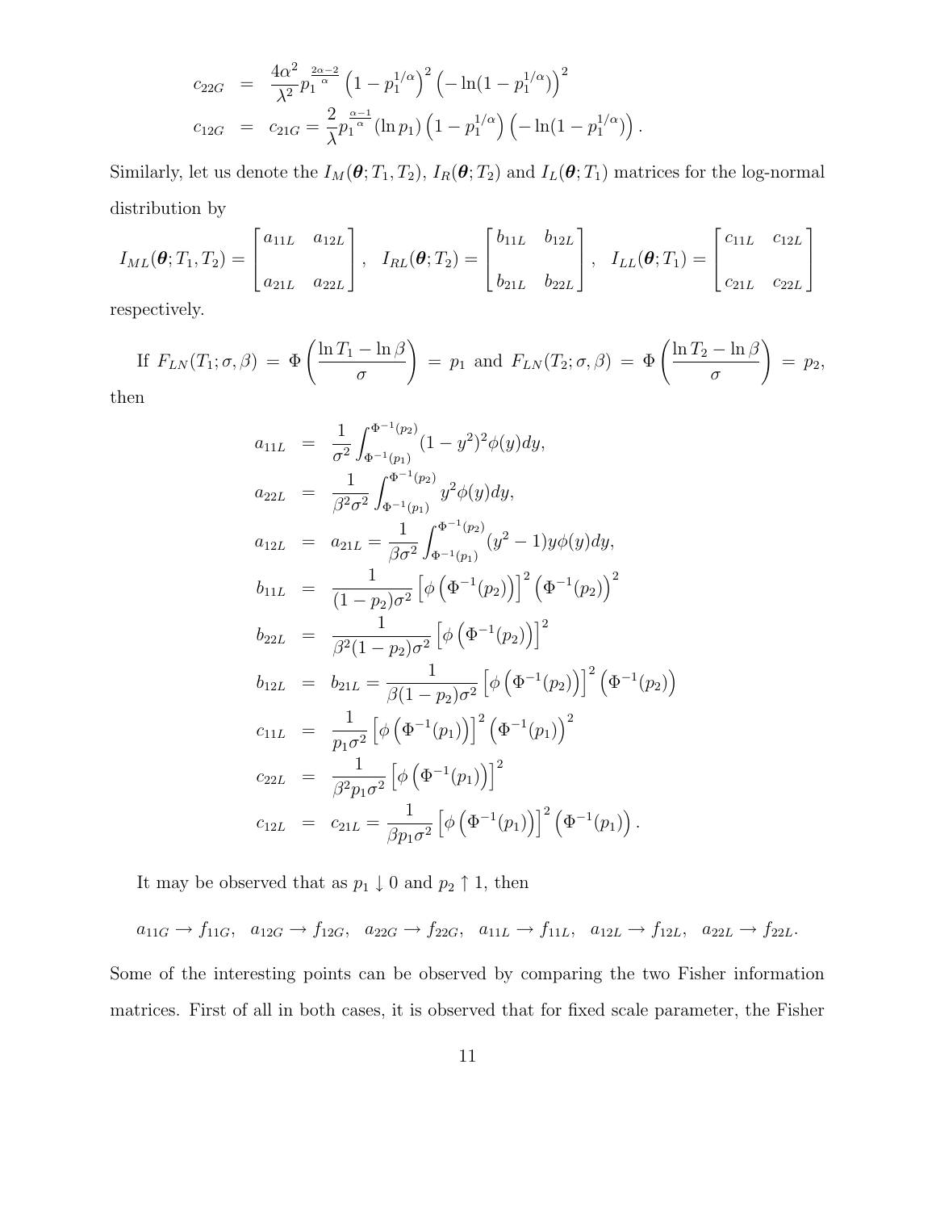$$
\begin{aligned}
c_{22G} &= \frac{4\alpha^2}{\lambda^2} p_1^{\frac{2\alpha-2}{\alpha}} \left(1 - p_1^{1/\alpha}\right)^2 \left(-\ln(1 - p_1^{1/\alpha})\right)^2 \\
c_{12G} &= c_{21G} = \frac{2}{\lambda} p_1^{\frac{\alpha-1}{\alpha}} (\ln p_1) \left(1 - p_1^{1/\alpha}\right) \left(-\ln(1 - p_1^{1/\alpha})\right).
\end{aligned}
$$

Similarly, let us denote the $I_M(\boldsymbol{\theta}; T_1, T_2)$, $I_R(\boldsymbol{\theta}; T_2)$ and $I_L(\boldsymbol{\theta}; T_1)$ matrices for the log-normal distribution by

$$
I_{ML}(\boldsymbol{\theta}; T_1, T_2) = \begin{bmatrix} a_{11L} & a_{12L} \\ a_{21L} & a_{22L} \end{bmatrix}, \quad I_{RL}(\boldsymbol{\theta}; T_2) = \begin{bmatrix} b_{11L} & b_{12L} \\ b_{21L} & b_{22L} \end{bmatrix}, \quad I_{LL}(\boldsymbol{\theta}; T_1) = \begin{bmatrix} c_{11L} & c_{12L} \\ c_{21L} & c_{22L} \end{bmatrix}
$$

respectively.

If $F_{LN}(T_1; \sigma, \beta) = \Phi\left(\frac{\ln T_1 - \ln \beta}{\sigma}\right) = p_1$ and $F_{LN}(T_2; \sigma, \beta) = \Phi\left(\frac{\ln T_2 - \ln \beta}{\sigma}\right) = p_2$, then

$$
\begin{aligned}
a_{11L} &= \frac{1}{\sigma^2} \int_{\Phi^{-1}(p_1)}^{\Phi^{-1}(p_2)} (1 - y^2)^2 \phi(y) dy, \\
a_{22L} &= \frac{1}{\beta^2 \sigma^2} \int_{\Phi^{-1}(p_1)}^{\Phi^{-1}(p_2)} y^2 \phi(y) dy, \\
a_{12L} &= a_{21L} = \frac{1}{\beta \sigma^2} \int_{\Phi^{-1}(p_1)}^{\Phi^{-1}(p_2)} (y^2 - 1) y \phi(y) dy, \\
b_{11L} &= \frac{1}{(1 - p_2)\sigma^2} \left[\phi\left(\Phi^{-1}(p_2)\right)\right]^2 \left(\Phi^{-1}(p_2)\right)^2 \\
b_{22L} &= \frac{1}{\beta^2 (1 - p_2)\sigma^2} \left[\phi\left(\Phi^{-1}(p_2)\right)\right]^2 \\
b_{12L} &= b_{21L} = \frac{1}{\beta (1 - p_2)\sigma^2} \left[\phi\left(\Phi^{-1}(p_2)\right)\right]^2 \left(\Phi^{-1}(p_2)\right) \\
c_{11L} &= \frac{1}{p_1 \sigma^2} \left[\phi\left(\Phi^{-1}(p_1)\right)\right]^2 \left(\Phi^{-1}(p_1)\right)^2 \\
c_{22L} &= \frac{1}{\beta^2 p_1 \sigma^2} \left[\phi\left(\Phi^{-1}(p_1)\right)\right]^2 \\
c_{12L} &= c_{21L} = \frac{1}{\beta p_1 \sigma^2} \left[\phi\left(\Phi^{-1}(p_1)\right)\right]^2 \left(\Phi^{-1}(p_1)\right).
\end{aligned}
$$

It may be observed that as $p_1 \downarrow 0$ and $p_2 \uparrow 1$, then

$$
a_{11G} \to f_{11G}, \quad a_{12G} \to f_{12G}, \quad a_{22G} \to f_{22G}, \quad a_{11L} \to f_{11L}, \quad a_{12L} \to f_{12L}, \quad a_{22L} \to f_{22L}.
$$

Some of the interesting points can be observed by comparing the two Fisher information matrices. First of all in both cases, it is observed that for fixed scale parameter, the Fisher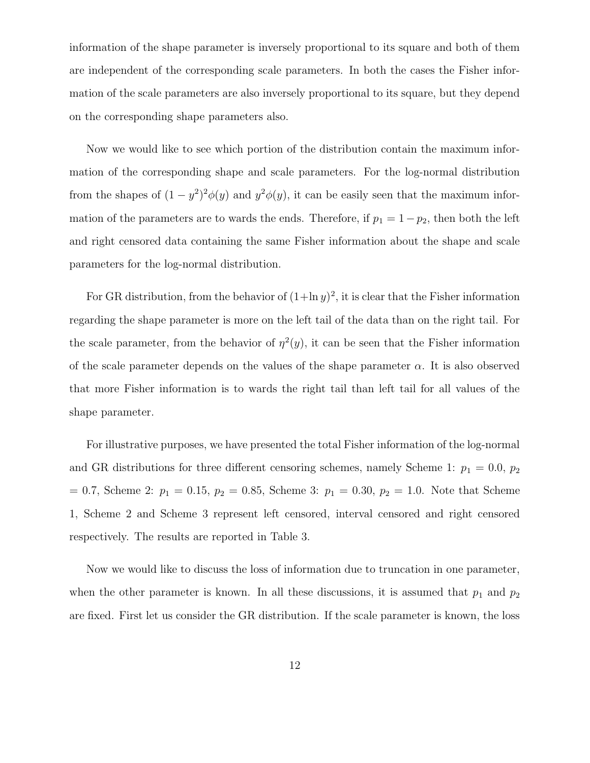information of the shape parameter is inversely proportional to its square and both of them are independent of the corresponding scale parameters. In both the cases the Fisher information of the scale parameters are also inversely proportional to its square, but they depend on the corresponding shape parameters also.

Now we would like to see which portion of the distribution contain the maximum information of the corresponding shape and scale parameters. For the log-normal distribution from the shapes of $(1-y^2)^2\phi(y)$ and $y^2\phi(y)$, it can be easily seen that the maximum information of the parameters are to wards the ends. Therefore, if $p_1 = 1-p_2$, then both the left and right censored data containing the same Fisher information about the shape and scale parameters for the log-normal distribution.

For GR distribution, from the behavior of $(1+\ln y)^2$, it is clear that the Fisher information regarding the shape parameter is more on the left tail of the data than on the right tail. For the scale parameter, from the behavior of $\eta^2(y)$, it can be seen that the Fisher information of the scale parameter depends on the values of the shape parameter $\alpha$. It is also observed that more Fisher information is to wards the right tail than left tail for all values of the shape parameter.

For illustrative purposes, we have presented the total Fisher information of the log-normal and GR distributions for three different censoring schemes, namely Scheme 1: $p_1 = 0.0$, $p_2 = 0.7$, Scheme 2: $p_1 = 0.15$, $p_2 = 0.85$, Scheme 3: $p_1 = 0.30$, $p_2 = 1.0$. Note that Scheme 1, Scheme 2 and Scheme 3 represent left censored, interval censored and right censored respectively. The results are reported in Table 3.

Now we would like to discuss the loss of information due to truncation in one parameter, when the other parameter is known. In all these discussions, it is assumed that $p_1$ and $p_2$ are fixed. First let us consider the GR distribution. If the scale parameter is known, the loss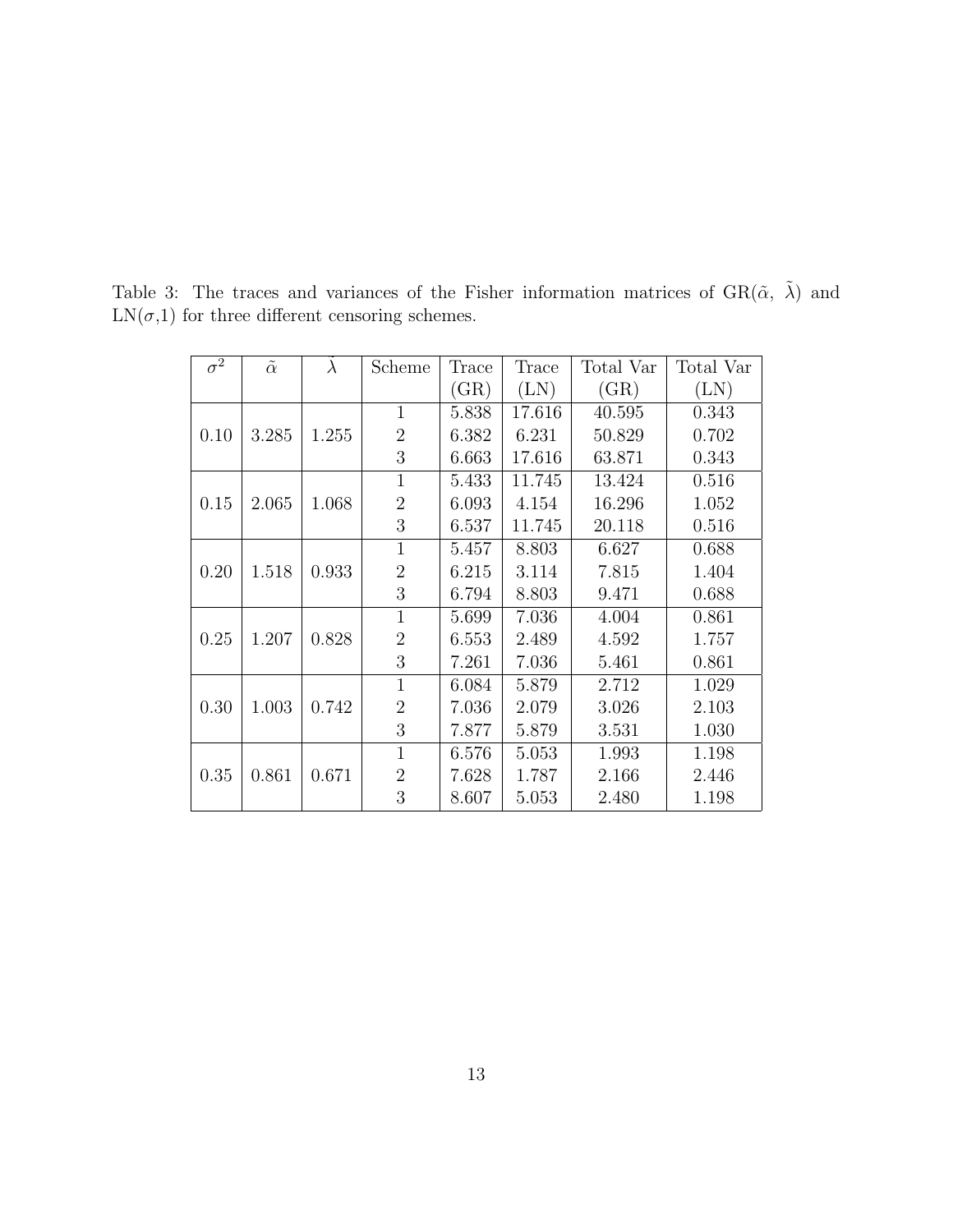Table 3: The traces and variances of the Fisher information matrices of GR($\tilde{\alpha}$, $\tilde{\lambda}$) and LN($\sigma$,1) for three different censoring schemes.

| $\sigma^2$ | $\tilde{\alpha}$ | $\tilde{\lambda}$ | Scheme | Trace (GR) | Trace (LN) | Total Var (GR) | Total Var (LN) |
|---|---|---|---|---|---|---|---|
| 0.10 | 3.285 | 1.255 | 1 | 5.838 | 17.616 | 40.595 | 0.343 |
| | | | 2 | 6.382 | 6.231 | 50.829 | 0.702 |
| | | | 3 | 6.663 | 17.616 | 63.871 | 0.343 |
| 0.15 | 2.065 | 1.068 | 1 | 5.433 | 11.745 | 13.424 | 0.516 |
| | | | 2 | 6.093 | 4.154 | 16.296 | 1.052 |
| | | | 3 | 6.537 | 11.745 | 20.118 | 0.516 |
| 0.20 | 1.518 | 0.933 | 1 | 5.457 | 8.803 | 6.627 | 0.688 |
| | | | 2 | 6.215 | 3.114 | 7.815 | 1.404 |
| | | | 3 | 6.794 | 8.803 | 9.471 | 0.688 |
| 0.25 | 1.207 | 0.828 | 1 | 5.699 | 7.036 | 4.004 | 0.861 |
| | | | 2 | 6.553 | 2.489 | 4.592 | 1.757 |
| | | | 3 | 7.261 | 7.036 | 5.461 | 0.861 |
| 0.30 | 1.003 | 0.742 | 1 | 6.084 | 5.879 | 2.712 | 1.029 |
| | | | 2 | 7.036 | 2.079 | 3.026 | 2.103 |
| | | | 3 | 7.877 | 5.879 | 3.531 | 1.030 |
| 0.35 | 0.861 | 0.671 | 1 | 6.576 | 5.053 | 1.993 | 1.198 |
| | | | 2 | 7.628 | 1.787 | 2.166 | 2.446 |
| | | | 3 | 8.607 | 5.053 | 2.480 | 1.198 |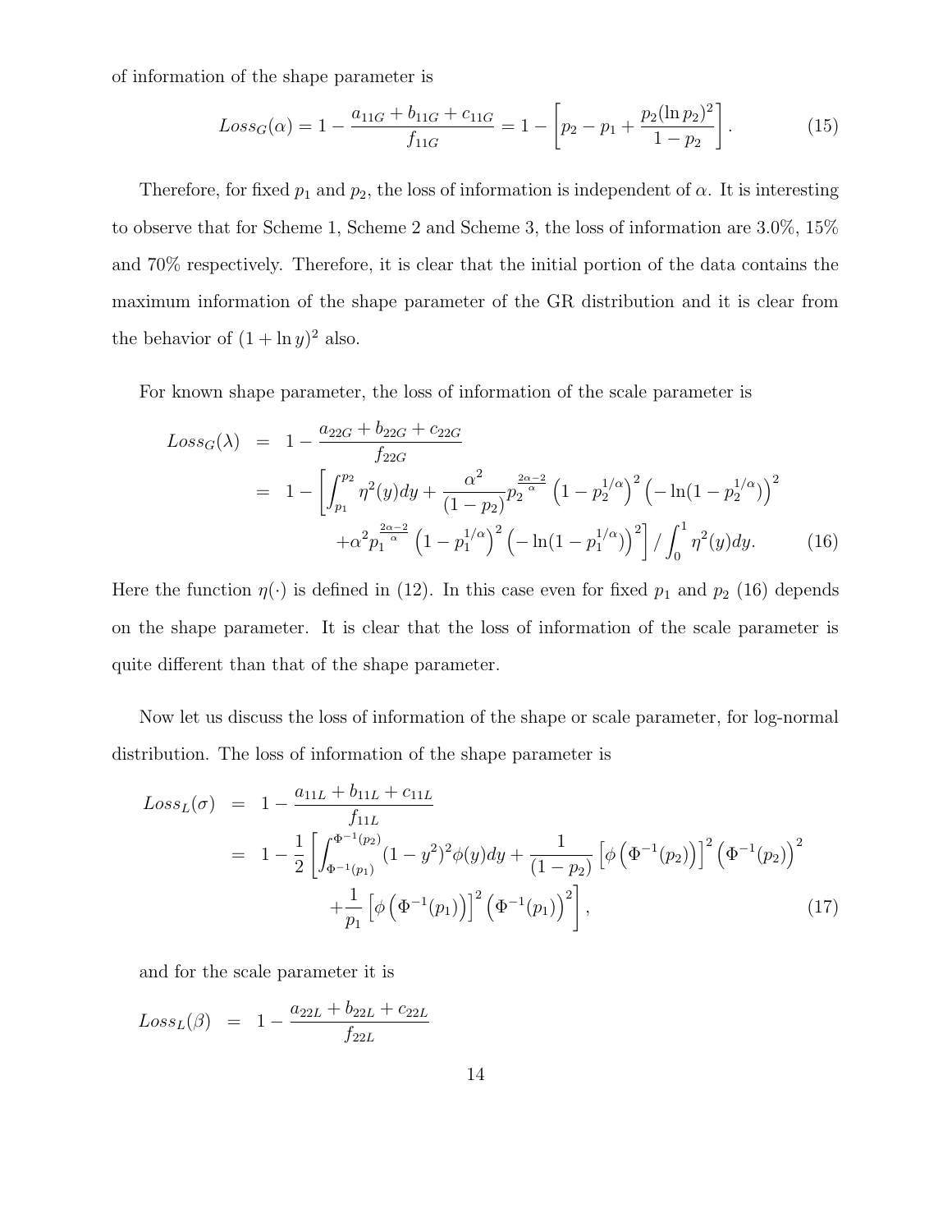of information of the shape parameter is

$$Loss_G(\alpha) = 1 - \frac{a_{11G} + b_{11G} + c_{11G}}{f_{11G}} = 1 - \left[ p_2 - p_1 + \frac{p_2 (\ln p_2)^2}{1 - p_2} \right]. \tag{15}$$

Therefore, for fixed $p_1$ and $p_2$, the loss of information is independent of $\alpha$. It is interesting to observe that for Scheme 1, Scheme 2 and Scheme 3, the loss of information are 3.0%, 15% and 70% respectively. Therefore, it is clear that the initial portion of the data contains the maximum information of the shape parameter of the GR distribution and it is clear from the behavior of $(1 + \ln y)^2$ also.

For known shape parameter, the loss of information of the scale parameter is

$$\begin{aligned}
Loss_G(\lambda) &= 1 - \frac{a_{22G} + b_{22G} + c_{22G}}{f_{22G}} \\
&= 1 - \left[ \int_{p_1}^{p_2} \eta^2(y) dy + \frac{\alpha^2}{(1 - p_2)} p_2^{\frac{2\alpha - 2}{\alpha}} \left(1 - p_2^{1/\alpha}\right)^2 \left(-\ln(1 - p_2^{1/\alpha})\right)^2 \right. \\
&\quad \left. + \alpha^2 p_1^{\frac{2\alpha - 2}{\alpha}} \left(1 - p_1^{1/\alpha}\right)^2 \left(-\ln(1 - p_1^{1/\alpha})\right)^2 \right] \Big/ \int_0^1 \eta^2(y) dy. \qquad (16)
\end{aligned}$$

Here the function $\eta(\cdot)$ is defined in (12). In this case even for fixed $p_1$ and $p_2$ (16) depends on the shape parameter. It is clear that the loss of information of the scale parameter is quite different than that of the shape parameter.

Now let us discuss the loss of information of the shape or scale parameter, for log-normal distribution. The loss of information of the shape parameter is

$$\begin{aligned}
Loss_L(\sigma) &= 1 - \frac{a_{11L} + b_{11L} + c_{11L}}{f_{11L}} \\
&= 1 - \frac{1}{2} \left[ \int_{\Phi^{-1}(p_1)}^{\Phi^{-1}(p_2)} (1 - y^2)^2 \phi(y) dy + \frac{1}{(1 - p_2)} \left[\phi\left(\Phi^{-1}(p_2)\right)\right]^2 \left(\Phi^{-1}(p_2)\right)^2 \right. \\
&\quad \left. + \frac{1}{p_1} \left[\phi\left(\Phi^{-1}(p_1)\right)\right]^2 \left(\Phi^{-1}(p_1)\right)^2 \right], \qquad (17)
\end{aligned}$$

and for the scale parameter it is

$$Loss_L(\beta) = 1 - \frac{a_{22L} + b_{22L} + c_{22L}}{f_{22L}}$$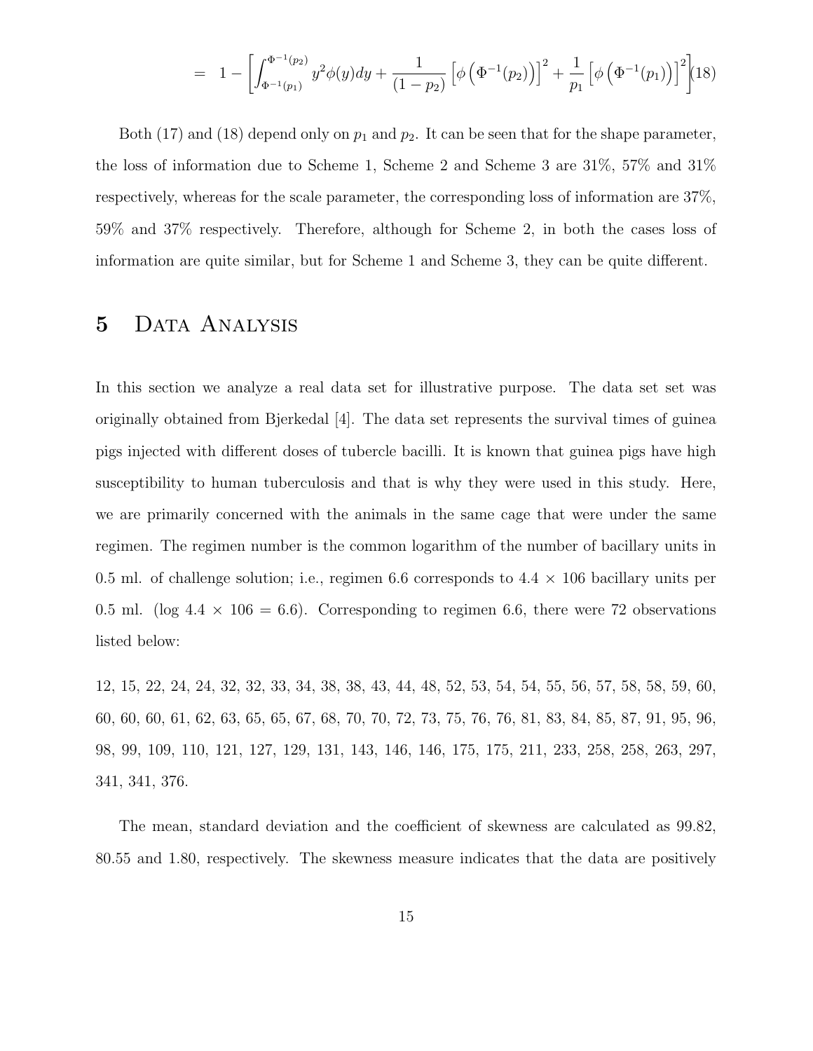$$= 1 - \left[ \int_{\Phi^{-1}(p_1)}^{\Phi^{-1}(p_2)} y^2 \phi(y) dy + \frac{1}{(1-p_2)} \left[ \phi\left(\Phi^{-1}(p_2)\right) \right]^2 + \frac{1}{p_1} \left[ \phi\left(\Phi^{-1}(p_1)\right) \right]^2 \right] \quad (18)$$

Both (17) and (18) depend only on $p_1$ and $p_2$. It can be seen that for the shape parameter, the loss of information due to Scheme 1, Scheme 2 and Scheme 3 are 31%, 57% and 31% respectively, whereas for the scale parameter, the corresponding loss of information are 37%, 59% and 37% respectively. Therefore, although for Scheme 2, in both the cases loss of information are quite similar, but for Scheme 1 and Scheme 3, they can be quite different.

# 5 Data Analysis

In this section we analyze a real data set for illustrative purpose. The data set set was originally obtained from Bjerkedal [4]. The data set represents the survival times of guinea pigs injected with different doses of tubercle bacilli. It is known that guinea pigs have high susceptibility to human tuberculosis and that is why they were used in this study. Here, we are primarily concerned with the animals in the same cage that were under the same regimen. The regimen number is the common logarithm of the number of bacillary units in 0.5 ml. of challenge solution; i.e., regimen 6.6 corresponds to 4.4 × 106 bacillary units per 0.5 ml. (log 4.4 × 106 = 6.6). Corresponding to regimen 6.6, there were 72 observations listed below:

12, 15, 22, 24, 24, 32, 32, 33, 34, 38, 38, 43, 44, 48, 52, 53, 54, 54, 55, 56, 57, 58, 58, 59, 60, 60, 60, 60, 61, 62, 63, 65, 65, 67, 68, 70, 70, 72, 73, 75, 76, 76, 81, 83, 84, 85, 87, 91, 95, 96, 98, 99, 109, 110, 121, 127, 129, 131, 143, 146, 146, 175, 175, 211, 233, 258, 258, 263, 297, 341, 341, 376.

The mean, standard deviation and the coefficient of skewness are calculated as 99.82, 80.55 and 1.80, respectively. The skewness measure indicates that the data are positively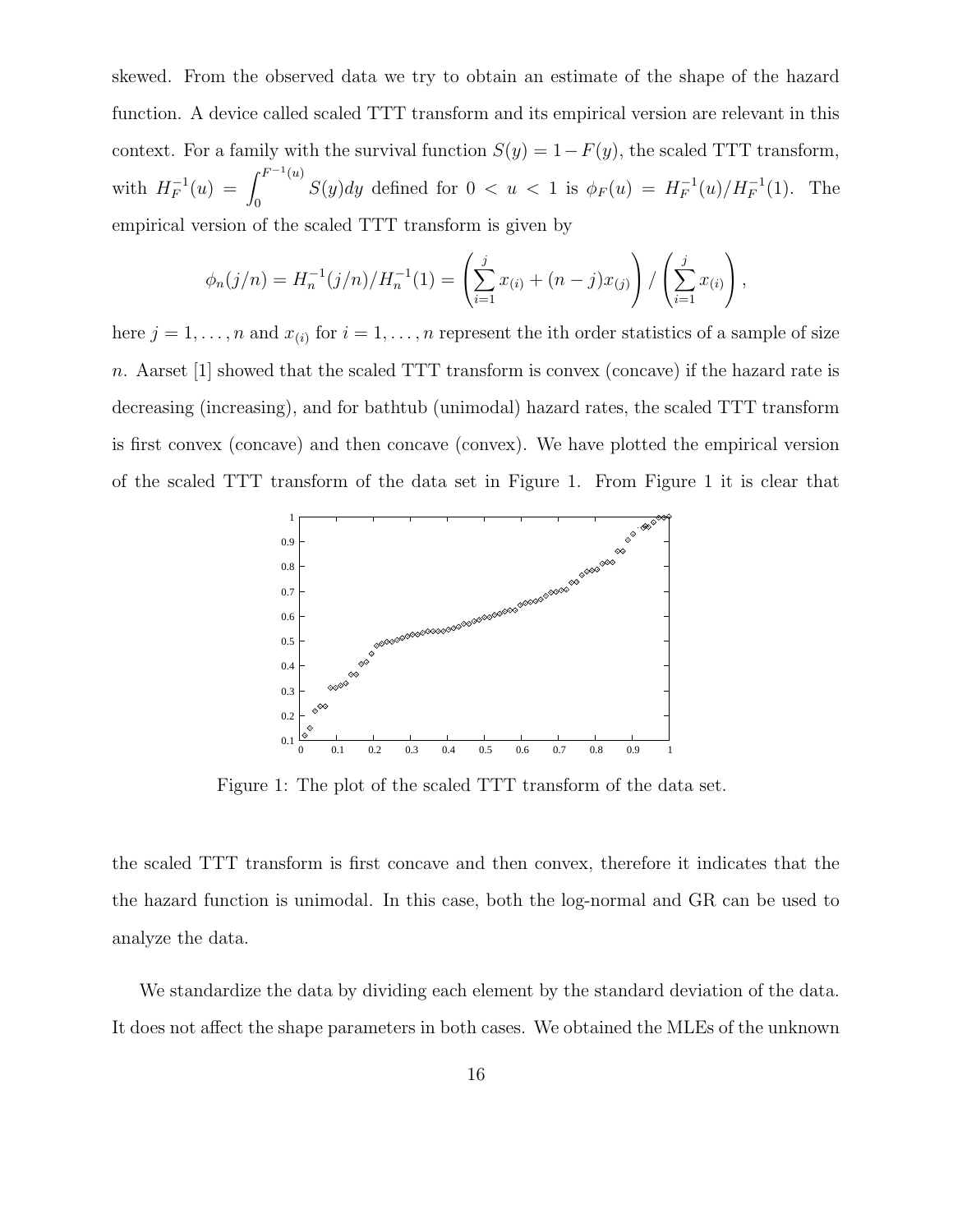skewed. From the observed data we try to obtain an estimate of the shape of the hazard function. A device called scaled TTT transform and its empirical version are relevant in this context. For a family with the survival function $S(y) = 1 - F(y)$, the scaled TTT transform, with $H_F^{-1}(u) = \int_0^{F^{-1}(u)} S(y)dy$ defined for $0 < u < 1$ is $\phi_F(u) = H_F^{-1}(u)/H_F^{-1}(1)$. The empirical version of the scaled TTT transform is given by

$$\phi_n(j/n) = H_n^{-1}(j/n)/H_n^{-1}(1) = \left(\sum_{i=1}^{j} x_{(i)} + (n-j)x_{(j)}\right) / \left(\sum_{i=1}^{j} x_{(i)}\right),$$

here $j = 1, \ldots, n$ and $x_{(i)}$ for $i = 1, \ldots, n$ represent the ith order statistics of a sample of size $n$. Aarset [1] showed that the scaled TTT transform is convex (concave) if the hazard rate is decreasing (increasing), and for bathtub (unimodal) hazard rates, the scaled TTT transform is first convex (concave) and then concave (convex). We have plotted the empirical version of the scaled TTT transform of the data set in Figure 1. From Figure 1 it is clear that

Figure 1: The plot of the scaled TTT transform of the data set.

the scaled TTT transform is first concave and then convex, therefore it indicates that the the hazard function is unimodal. In this case, both the log-normal and GR can be used to analyze the data.

We standardize the data by dividing each element by the standard deviation of the data. It does not affect the shape parameters in both cases. We obtained the MLEs of the unknown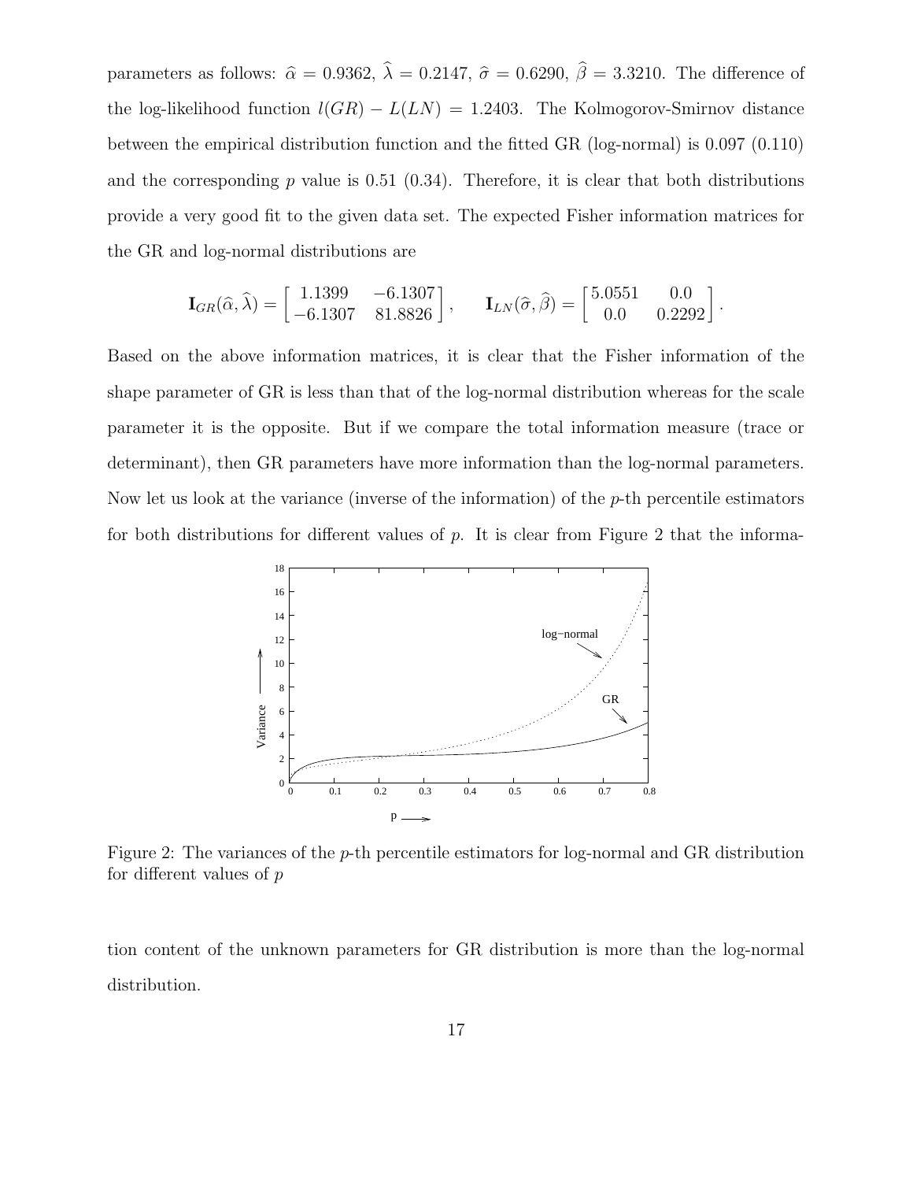parameters as follows: $\widehat{\alpha} = 0.9362$, $\widehat{\lambda} = 0.2147$, $\widehat{\sigma} = 0.6290$, $\widehat{\beta} = 3.3210$. The difference of the log-likelihood function $l(GR) - L(LN) = 1.2403$. The Kolmogorov-Smirnov distance between the empirical distribution function and the fitted GR (log-normal) is 0.097 (0.110) and the corresponding $p$ value is 0.51 (0.34). Therefore, it is clear that both distributions provide a very good fit to the given data set. The expected Fisher information matrices for the GR and log-normal distributions are

$$\mathbf{I}_{GR}(\widehat{\alpha}, \widehat{\lambda}) = \begin{bmatrix} 1.1399 & -6.1307 \\ -6.1307 & 81.8826 \end{bmatrix}, \qquad \mathbf{I}_{LN}(\widehat{\sigma}, \widehat{\beta}) = \begin{bmatrix} 5.0551 & 0.0 \\ 0.0 & 0.2292 \end{bmatrix}.$$

Based on the above information matrices, it is clear that the Fisher information of the shape parameter of GR is less than that of the log-normal distribution whereas for the scale parameter it is the opposite. But if we compare the total information measure (trace or determinant), then GR parameters have more information than the log-normal parameters. Now let us look at the variance (inverse of the information) of the $p$-th percentile estimators for both distributions for different values of $p$. It is clear from Figure 2 that the information content of the unknown parameters for GR distribution is more than the log-normal distribution.

Figure 2: The variances of the $p$-th percentile estimators for log-normal and GR distribution for different values of $p$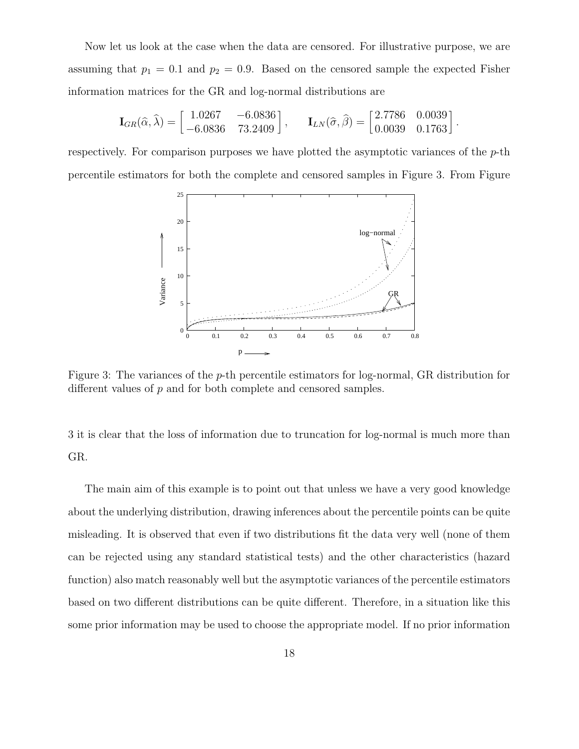Now let us look at the case when the data are censored. For illustrative purpose, we are assuming that $p_1 = 0.1$ and $p_2 = 0.9$. Based on the censored sample the expected Fisher information matrices for the GR and log-normal distributions are

$$\mathbf{I}_{GR}(\widehat{\alpha}, \widehat{\lambda}) = \begin{bmatrix} 1.0267 & -6.0836 \\ -6.0836 & 73.2409 \end{bmatrix}, \qquad \mathbf{I}_{LN}(\widehat{\sigma}, \widehat{\beta}) = \begin{bmatrix} 2.7786 & 0.0039 \\ 0.0039 & 0.1763 \end{bmatrix}.$$

respectively. For comparison purposes we have plotted the asymptotic variances of the $p$-th percentile estimators for both the complete and censored samples in Figure 3. From Figure 3 it is clear that the loss of information due to truncation for log-normal is much more than GR.

Figure 3: The variances of the $p$-th percentile estimators for log-normal, GR distribution for different values of $p$ and for both complete and censored samples.

The main aim of this example is to point out that unless we have a very good knowledge about the underlying distribution, drawing inferences about the percentile points can be quite misleading. It is observed that even if two distributions fit the data very well (none of them can be rejected using any standard statistical tests) and the other characteristics (hazard function) also match reasonably well but the asymptotic variances of the percentile estimators based on two different distributions can be quite different. Therefore, in a situation like this some prior information may be used to choose the appropriate model. If no prior information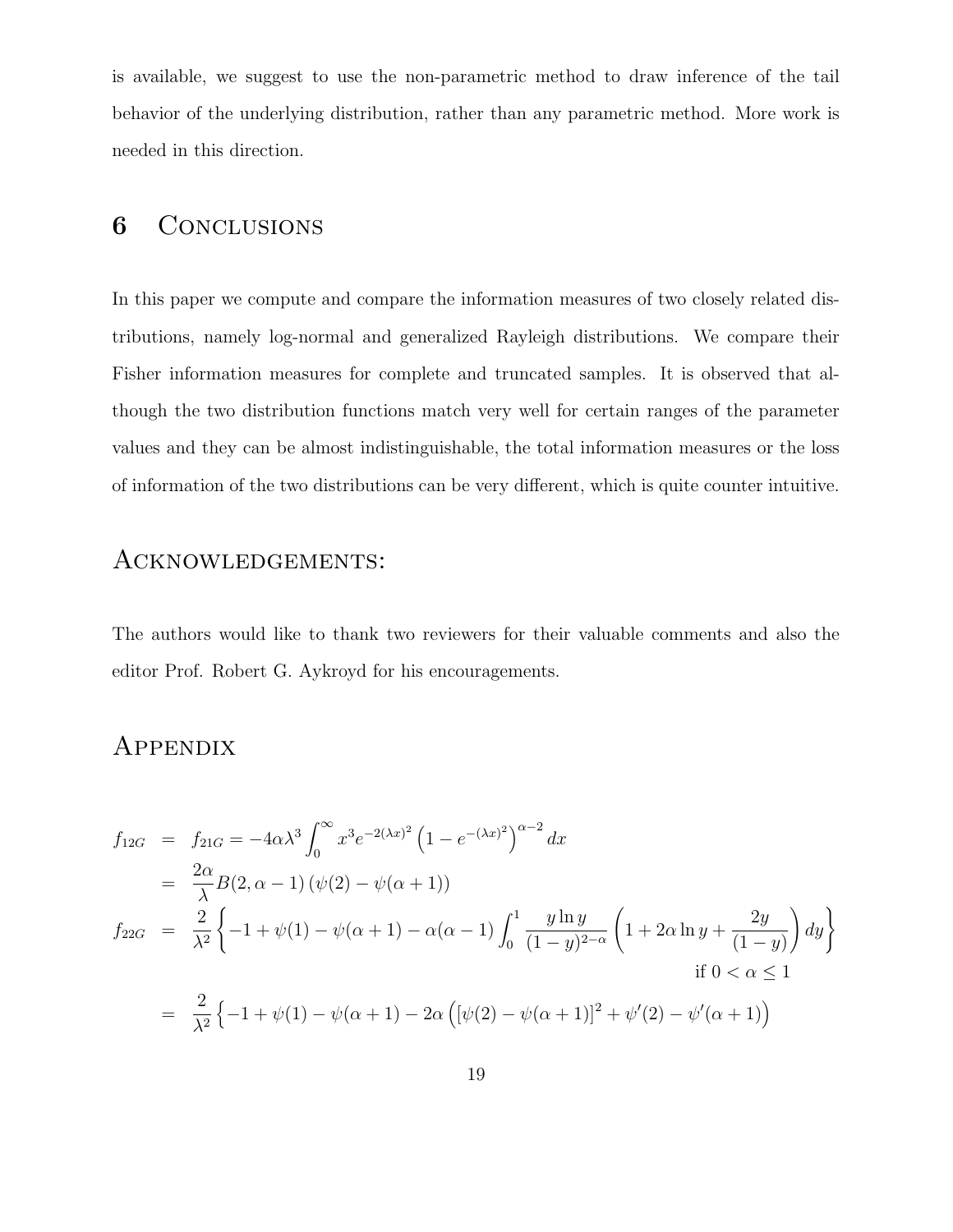is available, we suggest to use the non-parametric method to draw inference of the tail behavior of the underlying distribution, rather than any parametric method. More work is needed in this direction.

## 6 Conclusions

In this paper we compute and compare the information measures of two closely related distributions, namely log-normal and generalized Rayleigh distributions. We compare their Fisher information measures for complete and truncated samples. It is observed that although the two distribution functions match very well for certain ranges of the parameter values and they can be almost indistinguishable, the total information measures or the loss of information of the two distributions can be very different, which is quite counter intuitive.

## Acknowledgements:

The authors would like to thank two reviewers for their valuable comments and also the editor Prof. Robert G. Aykroyd for his encouragements.

## Appendix

$$
\begin{aligned}
f_{12G} &= f_{21G} = -4\alpha\lambda^3 \int_0^\infty x^3 e^{-2(\lambda x)^2}\left(1-e^{-(\lambda x)^2}\right)^{\alpha-2} dx \\
&= \frac{2\alpha}{\lambda} B(2,\alpha-1)\left(\psi(2)-\psi(\alpha+1)\right) \\
f_{22G} &= \frac{2}{\lambda^2}\left\{-1+\psi(1)-\psi(\alpha+1)-\alpha(\alpha-1)\int_0^1 \frac{y\ln y}{(1-y)^{2-\alpha}}\left(1+2\alpha\ln y+\frac{2y}{(1-y)}\right)dy\right\} \\
&\qquad\qquad\qquad\qquad\qquad\qquad\qquad\qquad\qquad\qquad\qquad\qquad \text{if } 0<\alpha\leq 1 \\
&= \frac{2}{\lambda^2}\left\{-1+\psi(1)-\psi(\alpha+1)-2\alpha\left([\psi(2)-\psi(\alpha+1)]^2+\psi'(2)-\psi'(\alpha+1)\right)\right.
\end{aligned}
$$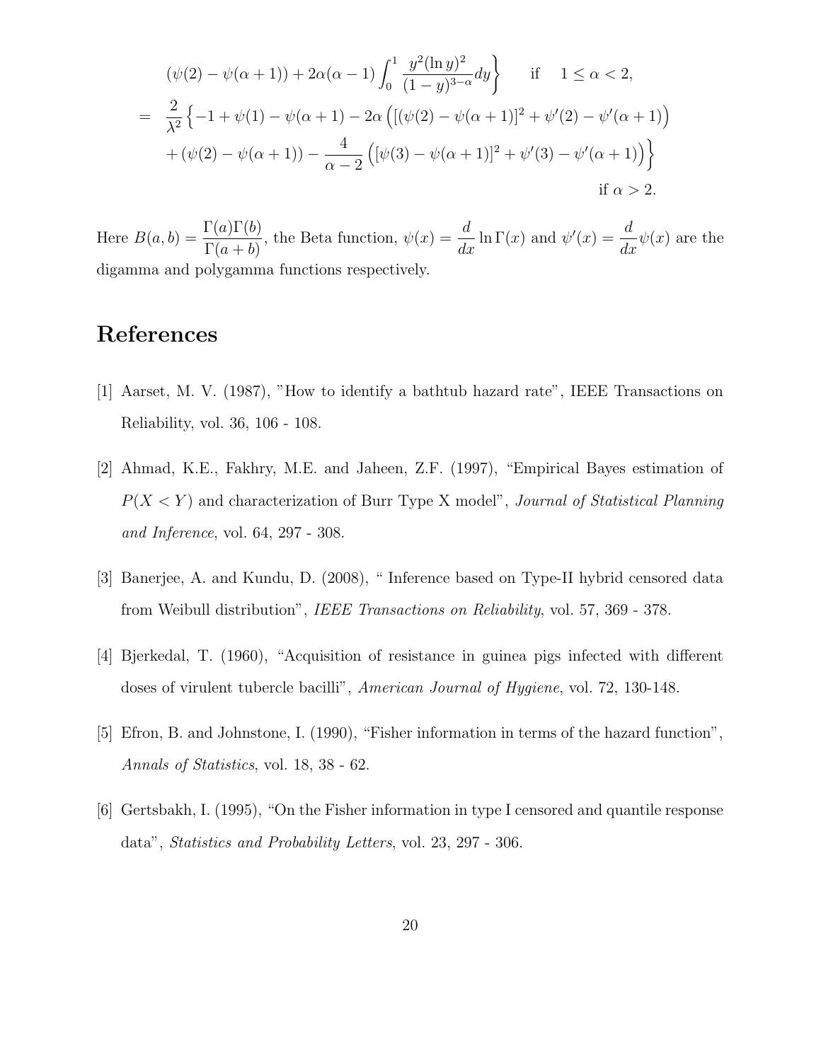$$
\left.(\psi(2) - \psi(\alpha+1)) + 2\alpha(\alpha-1)\int_0^1 \frac{y^2(\ln y)^2}{(1-y)^{3-\alpha}}dy\right\} \qquad \text{if} \quad 1 \le \alpha < 2,
$$

$$
\begin{aligned}
= \quad & \frac{2}{\lambda^2}\Big\{-1 + \psi(1) - \psi(\alpha+1) - 2\alpha\left([(\psi(2) - \psi(\alpha+1)]^2 + \psi'(2) - \psi'(\alpha+1)\right) \\
& + (\psi(2) - \psi(\alpha+1)) - \frac{4}{\alpha-2}\left([\psi(3) - \psi(\alpha+1)]^2 + \psi'(3) - \psi'(\alpha+1)\right)\Big\} \\
& \hspace{25em} \text{if } \alpha > 2.
\end{aligned}
$$

Here $B(a,b) = \dfrac{\Gamma(a)\Gamma(b)}{\Gamma(a+b)}$, the Beta function, $\psi(x) = \dfrac{d}{dx}\ln\Gamma(x)$ and $\psi'(x) = \dfrac{d}{dx}\psi(x)$ are the digamma and polygamma functions respectively.

# References

[1] Aarset, M. V. (1987), "How to identify a bathtub hazard rate", IEEE Transactions on Reliability, vol. 36, 106 - 108.

[2] Ahmad, K.E., Fakhry, M.E. and Jaheen, Z.F. (1997), "Empirical Bayes estimation of $P(X < Y)$ and characterization of Burr Type X model", *Journal of Statistical Planning and Inference*, vol. 64, 297 - 308.

[3] Banerjee, A. and Kundu, D. (2008), " Inference based on Type-II hybrid censored data from Weibull distribution", *IEEE Transactions on Reliability*, vol. 57, 369 - 378.

[4] Bjerkedal, T. (1960), "Acquisition of resistance in guinea pigs infected with different doses of virulent tubercle bacilli", *American Journal of Hygiene*, vol. 72, 130-148.

[5] Efron, B. and Johnstone, I. (1990), "Fisher information in terms of the hazard function", *Annals of Statistics*, vol. 18, 38 - 62.

[6] Gertsbakh, I. (1995), "On the Fisher information in type I censored and quantile response data", *Statistics and Probability Letters*, vol. 23, 297 - 306.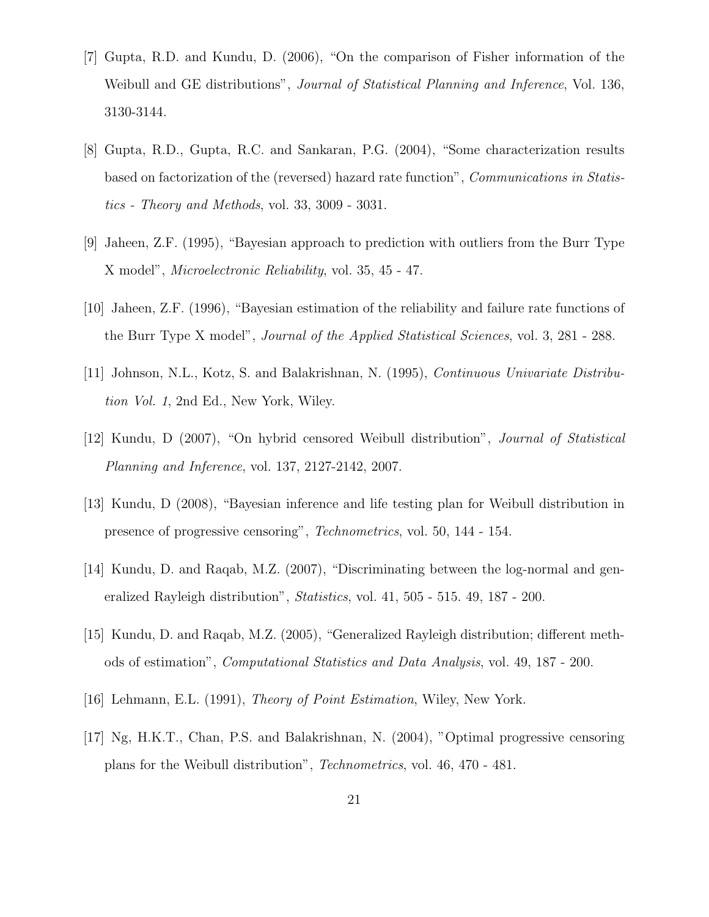[7] Gupta, R.D. and Kundu, D. (2006), "On the comparison of Fisher information of the Weibull and GE distributions", *Journal of Statistical Planning and Inference*, Vol. 136, 3130-3144.

[8] Gupta, R.D., Gupta, R.C. and Sankaran, P.G. (2004), "Some characterization results based on factorization of the (reversed) hazard rate function", *Communications in Statistics - Theory and Methods*, vol. 33, 3009 - 3031.

[9] Jaheen, Z.F. (1995), "Bayesian approach to prediction with outliers from the Burr Type X model", *Microelectronic Reliability*, vol. 35, 45 - 47.

[10] Jaheen, Z.F. (1996), "Bayesian estimation of the reliability and failure rate functions of the Burr Type X model", *Journal of the Applied Statistical Sciences*, vol. 3, 281 - 288.

[11] Johnson, N.L., Kotz, S. and Balakrishnan, N. (1995), *Continuous Univariate Distribution Vol. 1*, 2nd Ed., New York, Wiley.

[12] Kundu, D (2007), "On hybrid censored Weibull distribution", *Journal of Statistical Planning and Inference*, vol. 137, 2127-2142, 2007.

[13] Kundu, D (2008), "Bayesian inference and life testing plan for Weibull distribution in presence of progressive censoring", *Technometrics*, vol. 50, 144 - 154.

[14] Kundu, D. and Raqab, M.Z. (2007), "Discriminating between the log-normal and generalized Rayleigh distribution", *Statistics*, vol. 41, 505 - 515. 49, 187 - 200.

[15] Kundu, D. and Raqab, M.Z. (2005), "Generalized Rayleigh distribution; different methods of estimation", *Computational Statistics and Data Analysis*, vol. 49, 187 - 200.

[16] Lehmann, E.L. (1991), *Theory of Point Estimation*, Wiley, New York.

[17] Ng, H.K.T., Chan, P.S. and Balakrishnan, N. (2004), "Optimal progressive censoring plans for the Weibull distribution", *Technometrics*, vol. 46, 470 - 481.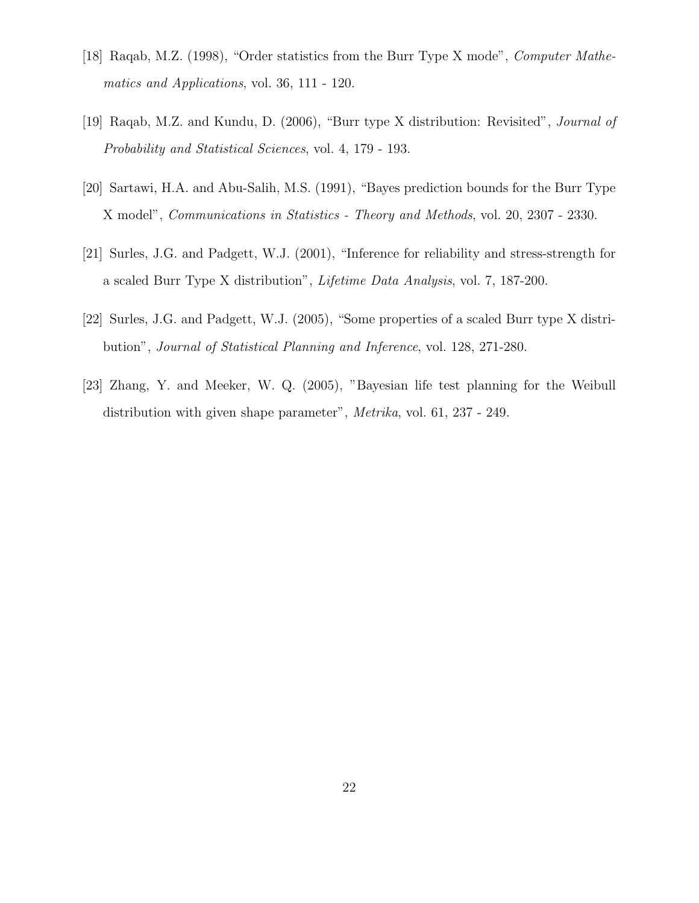[18] Raqab, M.Z. (1998), "Order statistics from the Burr Type X mode", *Computer Mathematics and Applications*, vol. 36, 111 - 120.

[19] Raqab, M.Z. and Kundu, D. (2006), "Burr type X distribution: Revisited", *Journal of Probability and Statistical Sciences*, vol. 4, 179 - 193.

[20] Sartawi, H.A. and Abu-Salih, M.S. (1991), "Bayes prediction bounds for the Burr Type X model", *Communications in Statistics - Theory and Methods*, vol. 20, 2307 - 2330.

[21] Surles, J.G. and Padgett, W.J. (2001), "Inference for reliability and stress-strength for a scaled Burr Type X distribution", *Lifetime Data Analysis*, vol. 7, 187-200.

[22] Surles, J.G. and Padgett, W.J. (2005), "Some properties of a scaled Burr type X distribution", *Journal of Statistical Planning and Inference*, vol. 128, 271-280.

[23] Zhang, Y. and Meeker, W. Q. (2005), "Bayesian life test planning for the Weibull distribution with given shape parameter", *Metrika*, vol. 61, 237 - 249.